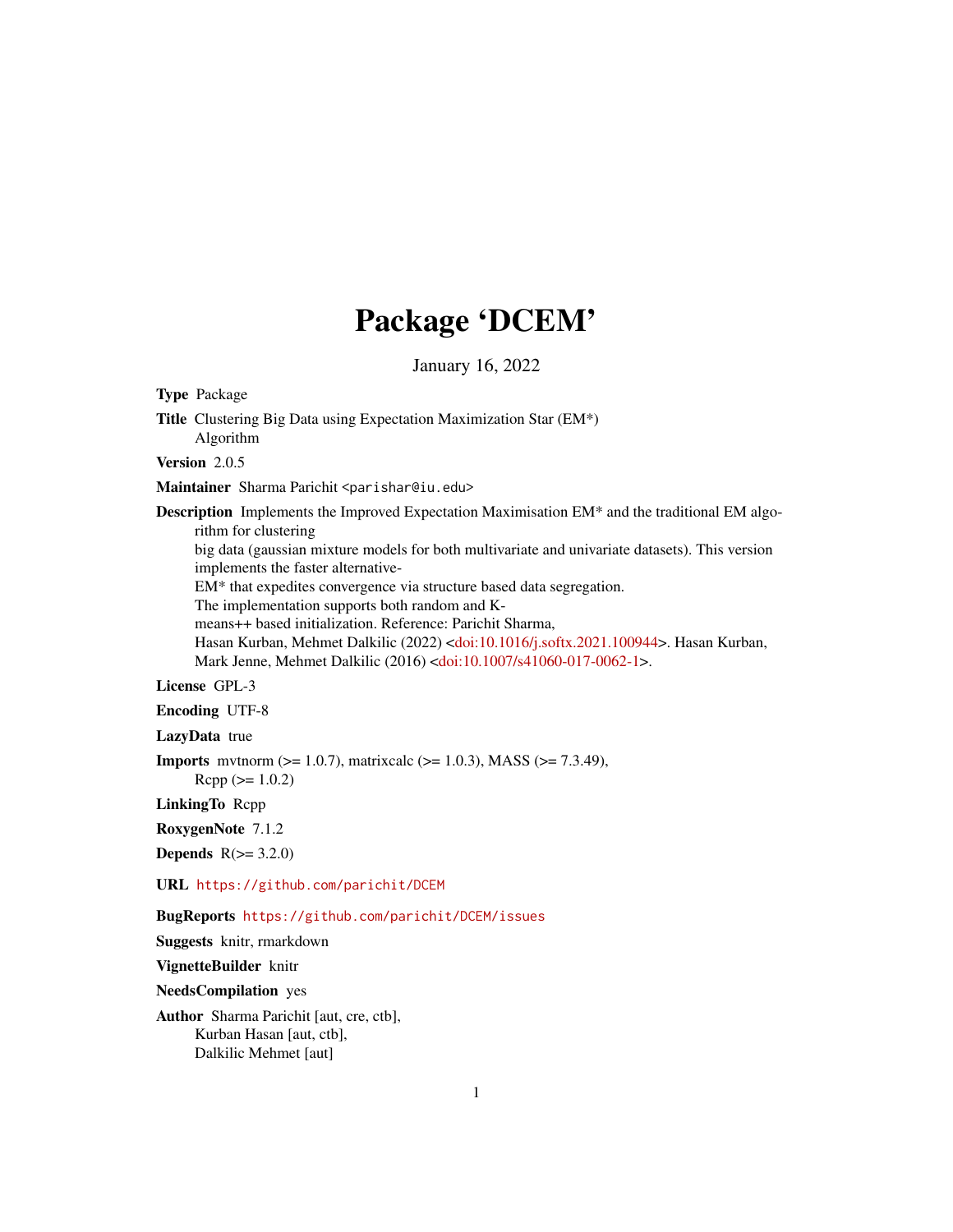# Package 'DCEM'

January 16, 2022

**Type** Package

**Title** Clustering Big Data using Expectation Maximization Star (EM*) Algorithm

**Version** 2.0.5

**Maintainer** Sharma Parichit <parishar@iu.edu>

**Description** Implements the Improved Expectation Maximisation EM* and the traditional EM algorithm for clustering big data (gaussian mixture models for both multivariate and univariate datasets). This version implements the faster alternative-EM* that expedites convergence via structure based data segregation. The implementation supports both random and K-means++ based initialization. Reference: Parichit Sharma, Hasan Kurban, Mehmet Dalkilic (2022) <doi:10.1016/j.softx.2021.100944>. Hasan Kurban, Mark Jenne, Mehmet Dalkilic (2016) <doi:10.1007/s41060-017-0062-1>.

**License** GPL-3

**Encoding** UTF-8

**LazyData** true

**Imports** mvtnorm (>= 1.0.7), matrixcalc (>= 1.0.3), MASS (>= 7.3.49), Rcpp (>= 1.0.2)

**LinkingTo** Rcpp

**RoxygenNote** 7.1.2

**Depends** R(>= 3.2.0)

**URL** https://github.com/parichit/DCEM

**BugReports** https://github.com/parichit/DCEM/issues

**Suggests** knitr, rmarkdown

**VignetteBuilder** knitr

**NeedsCompilation** yes

**Author** Sharma Parichit [aut, cre, ctb], Kurban Hasan [aut, ctb], Dalkilic Mehmet [aut]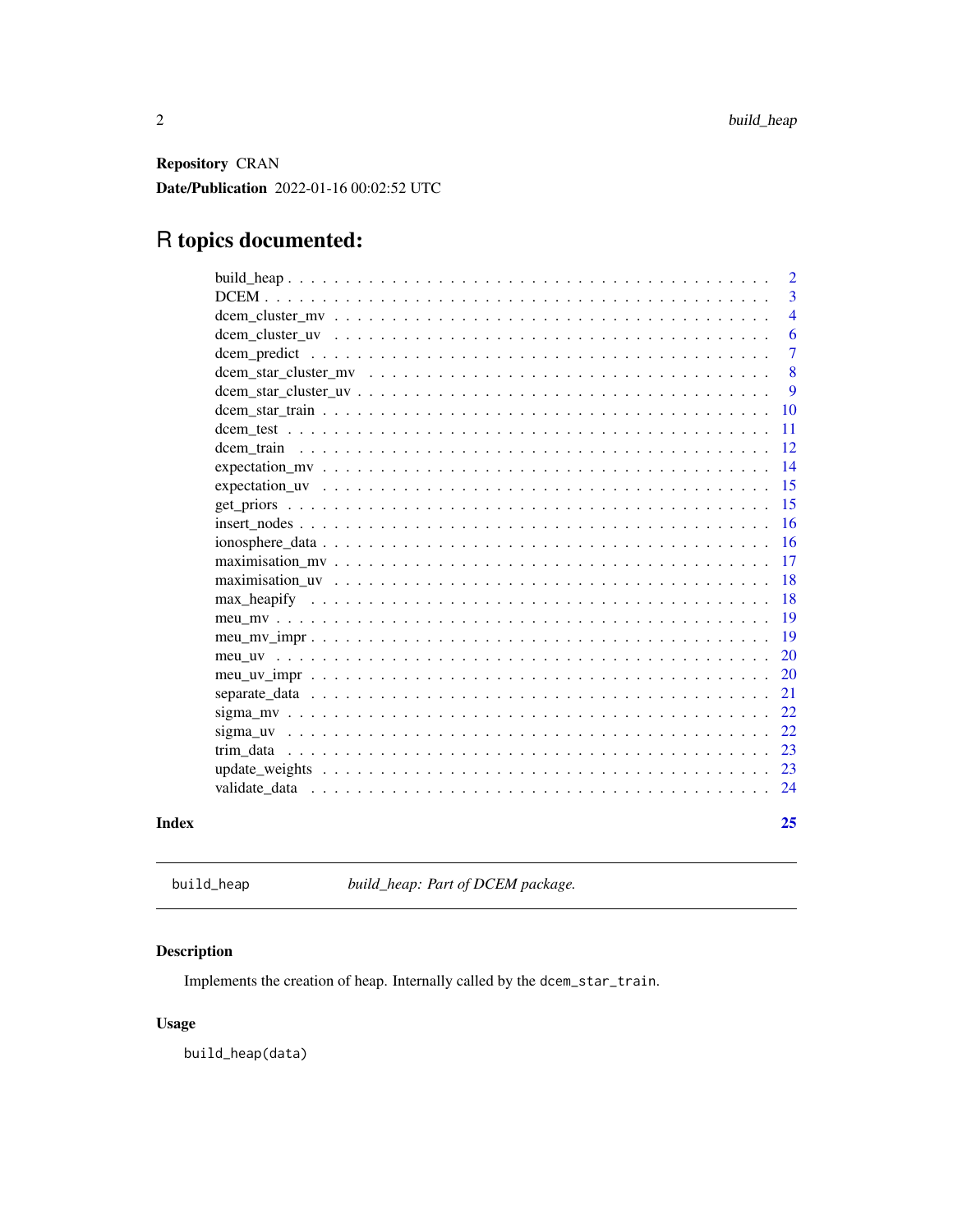**Repository** CRAN

**Date/Publication** 2022-01-16 00:02:52 UTC

# R topics documented:

| | |
|---|---|
| build_heap | 2 |
| DCEM | 3 |
| dcem_cluster_mv | 4 |
| dcem_cluster_uv | 6 |
| dcem_predict | 7 |
| dcem_star_cluster_mv | 8 |
| dcem_star_cluster_uv | 9 |
| dcem_star_train | 10 |
| dcem_test | 11 |
| dcem_train | 12 |
| expectation_mv | 14 |
| expectation_uv | 15 |
| get_priors | 15 |
| insert_nodes | 16 |
| ionosphere_data | 16 |
| maximisation_mv | 17 |
| maximisation_uv | 18 |
| max_heapify | 18 |
| meu_mv | 19 |
| meu_mv_impr | 19 |
| meu_uv | 20 |
| meu_uv_impr | 20 |
| separate_data | 21 |
| sigma_mv | 22 |
| sigma_uv | 22 |
| trim_data | 23 |
| update_weights | 23 |
| validate_data | 24 |
| **Index** | **25** |

---

## build_heap — *build_heap: Part of DCEM package.*

### Description

Implements the creation of heap. Internally called by the `dcem_star_train`.

### Usage

```
build_heap(data)
```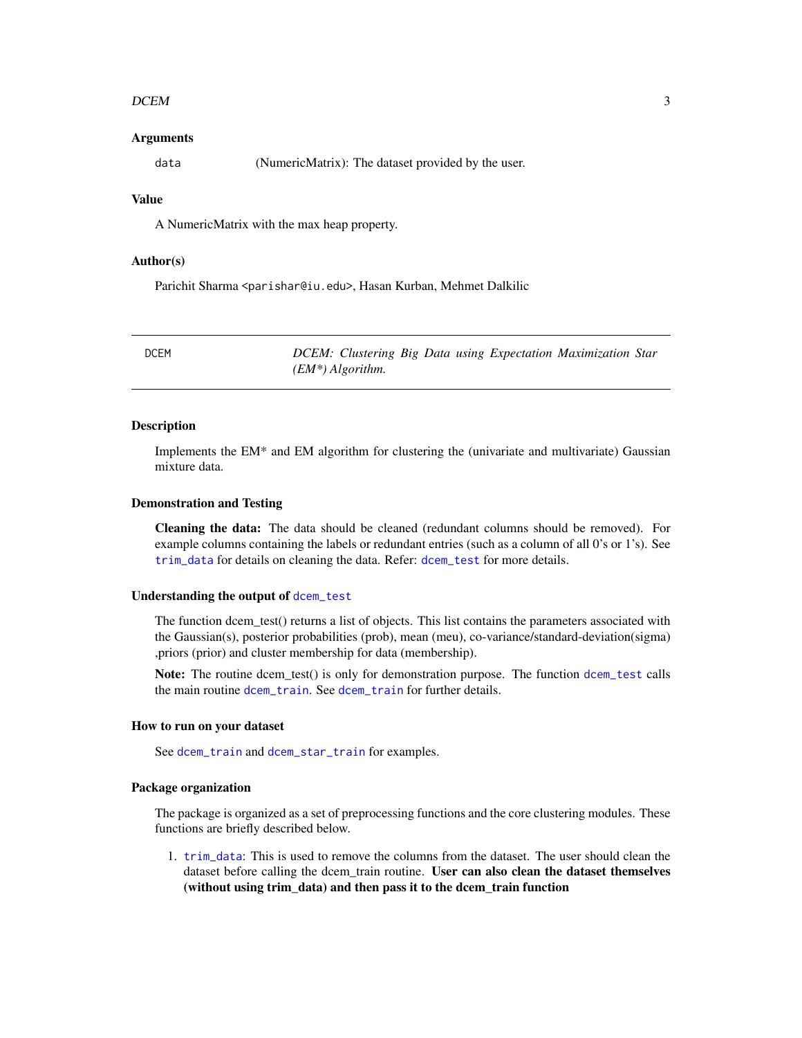### Arguments

`data` (NumericMatrix): The dataset provided by the user.

### Value

A NumericMatrix with the max heap property.

### Author(s)

Parichit Sharma <parishar@iu.edu>, Hasan Kurban, Mehmet Dalkilic

---

## DCEM — *DCEM: Clustering Big Data using Expectation Maximization Star (EM*) Algorithm.*

---

### Description

Implements the EM* and EM algorithm for clustering the (univariate and multivariate) Gaussian mixture data.

### Demonstration and Testing

**Cleaning the data:** The data should be cleaned (redundant columns should be removed). For example columns containing the labels or redundant entries (such as a column of all 0's or 1's). See `trim_data` for details on cleaning the data. Refer: `dcem_test` for more details.

### Understanding the output of `dcem_test`

The function dcem_test() returns a list of objects. This list contains the parameters associated with the Gaussian(s), posterior probabilities (prob), mean (meu), co-variance/standard-deviation(sigma) ,priors (prior) and cluster membership for data (membership).

**Note:** The routine dcem_test() is only for demonstration purpose. The function `dcem_test` calls the main routine `dcem_train`. See `dcem_train` for further details.

### How to run on your dataset

See `dcem_train` and `dcem_star_train` for examples.

### Package organization

The package is organized as a set of preprocessing functions and the core clustering modules. These functions are briefly described below.

1. `trim_data`: This is used to remove the columns from the dataset. The user should clean the dataset before calling the dcem_train routine. **User can also clean the dataset themselves (without using trim_data) and then pass it to the dcem_train function**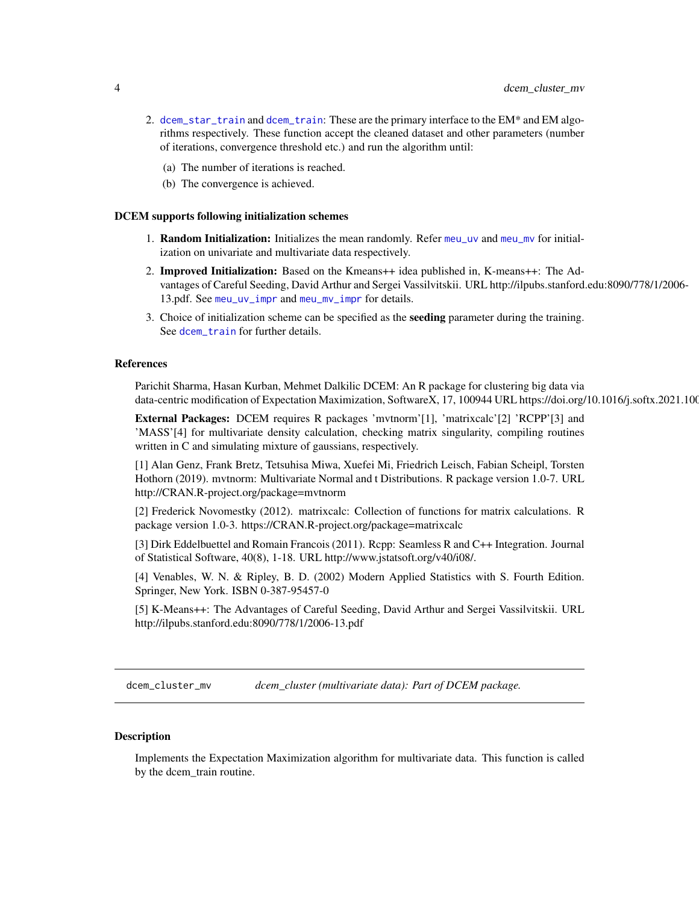2. `dcem_star_train` and `dcem_train`: These are the primary interface to the EM* and EM algorithms respectively. These function accept the cleaned dataset and other parameters (number of iterations, convergence threshold etc.) and run the algorithm until:

   (a) The number of iterations is reached.

   (b) The convergence is achieved.

### DCEM supports following initialization schemes

1. **Random Initialization:** Initializes the mean randomly. Refer `meu_uv` and `meu_mv` for initialization on univariate and multivariate data respectively.
2. **Improved Initialization:** Based on the Kmeans++ idea published in, K-means++: The Advantages of Careful Seeding, David Arthur and Sergei Vassilvitskii. URL http://ilpubs.stanford.edu:8090/778/1/2006-13.pdf. See `meu_uv_impr` and `meu_mv_impr` for details.
3. Choice of initialization scheme can be specified as the **seeding** parameter during the training. See `dcem_train` for further details.

### References

Parichit Sharma, Hasan Kurban, Mehmet Dalkilic DCEM: An R package for clustering big data via data-centric modification of Expectation Maximization, SoftwareX, 17, 100944 URL https://doi.org/10.1016/j.softx.2021.100

**External Packages:** DCEM requires R packages 'mvtnorm'[1], 'matrixcalc'[2] 'RCPP'[3] and 'MASS'[4] for multivariate density calculation, checking matrix singularity, compiling routines written in C and simulating mixture of gaussians, respectively.

[1] Alan Genz, Frank Bretz, Tetsuhisa Miwa, Xuefei Mi, Friedrich Leisch, Fabian Scheipl, Torsten Hothorn (2019). mvtnorm: Multivariate Normal and t Distributions. R package version 1.0-7. URL http://CRAN.R-project.org/package=mvtnorm

[2] Frederick Novomestky (2012). matrixcalc: Collection of functions for matrix calculations. R package version 1.0-3. https://CRAN.R-project.org/package=matrixcalc

[3] Dirk Eddelbuettel and Romain Francois (2011). Rcpp: Seamless R and C++ Integration. Journal of Statistical Software, 40(8), 1-18. URL http://www.jstatsoft.org/v40/i08/.

[4] Venables, W. N. & Ripley, B. D. (2002) Modern Applied Statistics with S. Fourth Edition. Springer, New York. ISBN 0-387-95457-0

[5] K-Means++: The Advantages of Careful Seeding, David Arthur and Sergei Vassilvitskii. URL http://ilpubs.stanford.edu:8090/778/1/2006-13.pdf

---

## dcem_cluster_mv — *dcem_cluster (multivariate data): Part of DCEM package.*

---

### Description

Implements the Expectation Maximization algorithm for multivariate data. This function is called by the dcem_train routine.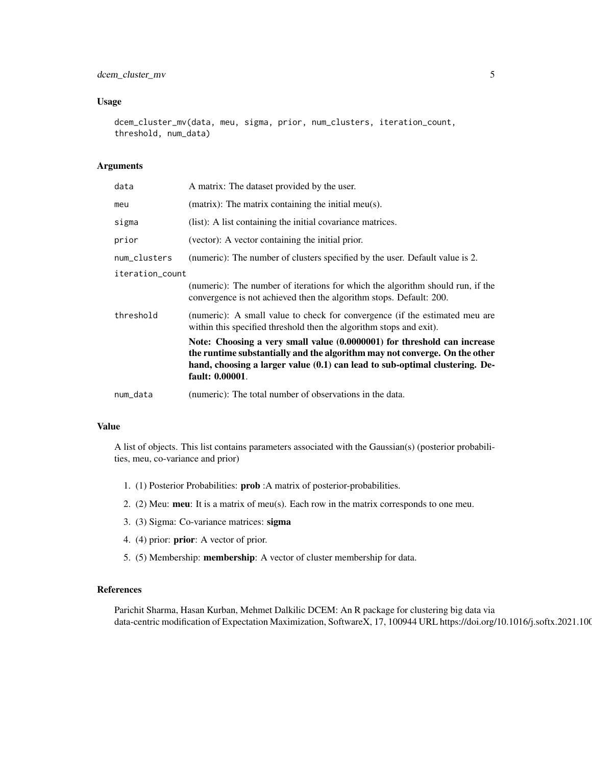## Usage

```
dcem_cluster_mv(data, meu, sigma, prior, num_clusters, iteration_count,
threshold, num_data)
```

## Arguments

| | |
|---|---|
| `data` | A matrix: The dataset provided by the user. |
| `meu` | (matrix): The matrix containing the initial meu(s). |
| `sigma` | (list): A list containing the initial covariance matrices. |
| `prior` | (vector): A vector containing the initial prior. |
| `num_clusters` | (numeric): The number of clusters specified by the user. Default value is 2. |
| `iteration_count` | (numeric): The number of iterations for which the algorithm should run, if the convergence is not achieved then the algorithm stops. Default: 200. |
| `threshold` | (numeric): A small value to check for convergence (if the estimated meu are within this specified threshold then the algorithm stops and exit). **Note: Choosing a very small value (0.0000001) for threshold can increase the runtime substantially and the algorithm may not converge. On the other hand, choosing a larger value (0.1) can lead to sub-optimal clustering. Default: 0.00001**. |
| `num_data` | (numeric): The total number of observations in the data. |

## Value

A list of objects. This list contains parameters associated with the Gaussian(s) (posterior probabilities, meu, co-variance and prior)

1. (1) Posterior Probabilities: **prob** :A matrix of posterior-probabilities.
2. (2) Meu: **meu**: It is a matrix of meu(s). Each row in the matrix corresponds to one meu.
3. (3) Sigma: Co-variance matrices: **sigma**
4. (4) prior: **prior**: A vector of prior.
5. (5) Membership: **membership**: A vector of cluster membership for data.

## References

Parichit Sharma, Hasan Kurban, Mehmet Dalkilic DCEM: An R package for clustering big data via data-centric modification of Expectation Maximization, SoftwareX, 17, 100944 URL https://doi.org/10.1016/j.softx.2021.100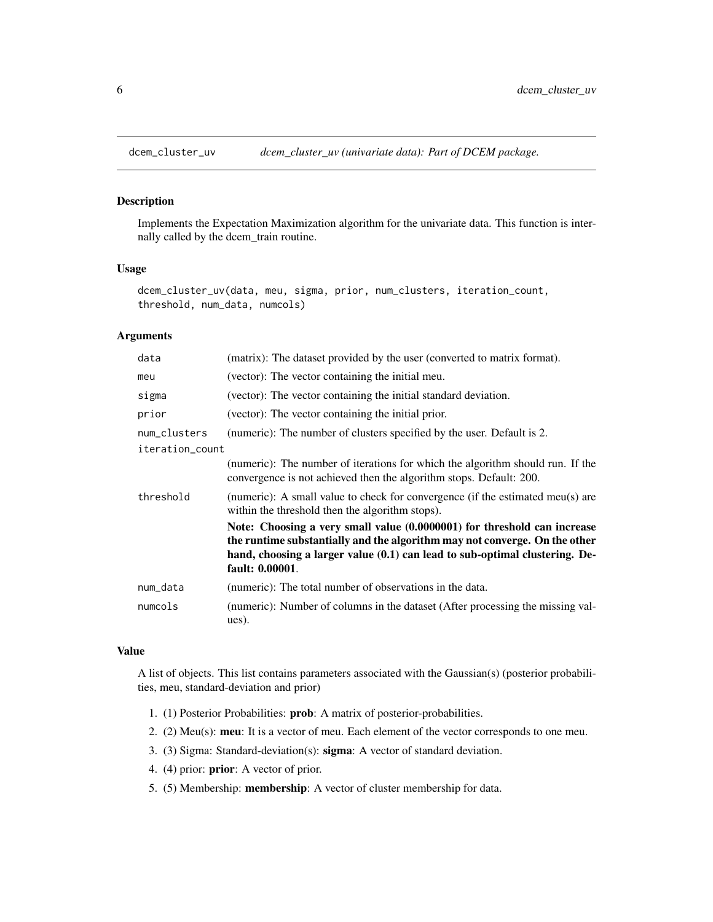## dcem_cluster_uv — *dcem_cluster_uv (univariate data): Part of DCEM package.*

### Description

Implements the Expectation Maximization algorithm for the univariate data. This function is internally called by the dcem_train routine.

### Usage

```
dcem_cluster_uv(data, meu, sigma, prior, num_clusters, iteration_count,
threshold, num_data, numcols)
```

### Arguments

| Argument | Description |
|---|---|
| data | (matrix): The dataset provided by the user (converted to matrix format). |
| meu | (vector): The vector containing the initial meu. |
| sigma | (vector): The vector containing the initial standard deviation. |
| prior | (vector): The vector containing the initial prior. |
| num_clusters | (numeric): The number of clusters specified by the user. Default is 2. |
| iteration_count | (numeric): The number of iterations for which the algorithm should run. If the convergence is not achieved then the algorithm stops. Default: 200. |
| threshold | (numeric): A small value to check for convergence (if the estimated meu(s) are within the threshold then the algorithm stops). **Note: Choosing a very small value (0.0000001) for threshold can increase the runtime substantially and the algorithm may not converge. On the other hand, choosing a larger value (0.1) can lead to sub-optimal clustering. Default: 0.00001**. |
| num_data | (numeric): The total number of observations in the data. |
| numcols | (numeric): Number of columns in the dataset (After processing the missing values). |

### Value

A list of objects. This list contains parameters associated with the Gaussian(s) (posterior probabilities, meu, standard-deviation and prior)

1. (1) Posterior Probabilities: **prob**: A matrix of posterior-probabilities.
2. (2) Meu(s): **meu**: It is a vector of meu. Each element of the vector corresponds to one meu.
3. (3) Sigma: Standard-deviation(s): **sigma**: A vector of standard deviation.
4. (4) prior: **prior**: A vector of prior.
5. (5) Membership: **membership**: A vector of cluster membership for data.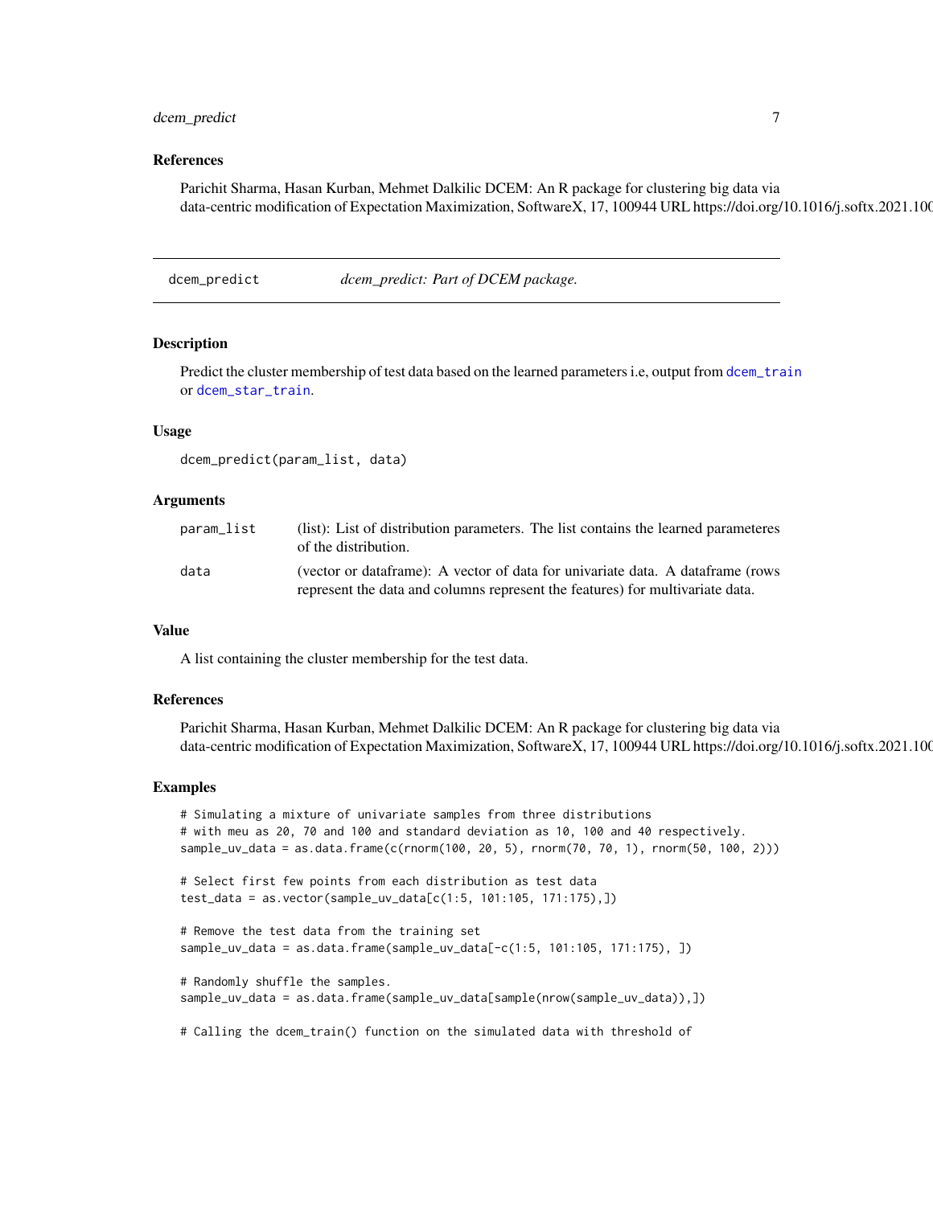## References

Parichit Sharma, Hasan Kurban, Mehmet Dalkilic DCEM: An R package for clustering big data via data-centric modification of Expectation Maximization, SoftwareX, 17, 100944 URL https://doi.org/10.1016/j.softx.2021.100

---

# dcem_predict — *dcem_predict: Part of DCEM package.*

## Description

Predict the cluster membership of test data based on the learned parameters i.e, output from `dcem_train` or `dcem_star_train`.

## Usage

```
dcem_predict(param_list, data)
```

## Arguments

| | |
|---|---|
| `param_list` | (list): List of distribution parameters. The list contains the learned parameteres of the distribution. |
| `data` | (vector or dataframe): A vector of data for univariate data. A dataframe (rows represent the data and columns represent the features) for multivariate data. |

## Value

A list containing the cluster membership for the test data.

## References

Parichit Sharma, Hasan Kurban, Mehmet Dalkilic DCEM: An R package for clustering big data via data-centric modification of Expectation Maximization, SoftwareX, 17, 100944 URL https://doi.org/10.1016/j.softx.2021.100

## Examples

```
# Simulating a mixture of univariate samples from three distributions
# with meu as 20, 70 and 100 and standard deviation as 10, 100 and 40 respectively.
sample_uv_data = as.data.frame(c(rnorm(100, 20, 5), rnorm(70, 70, 1), rnorm(50, 100, 2)))

# Select first few points from each distribution as test data
test_data = as.vector(sample_uv_data[c(1:5, 101:105, 171:175),])

# Remove the test data from the training set
sample_uv_data = as.data.frame(sample_uv_data[-c(1:5, 101:105, 171:175), ])

# Randomly shuffle the samples.
sample_uv_data = as.data.frame(sample_uv_data[sample(nrow(sample_uv_data)),])

# Calling the dcem_train() function on the simulated data with threshold of
```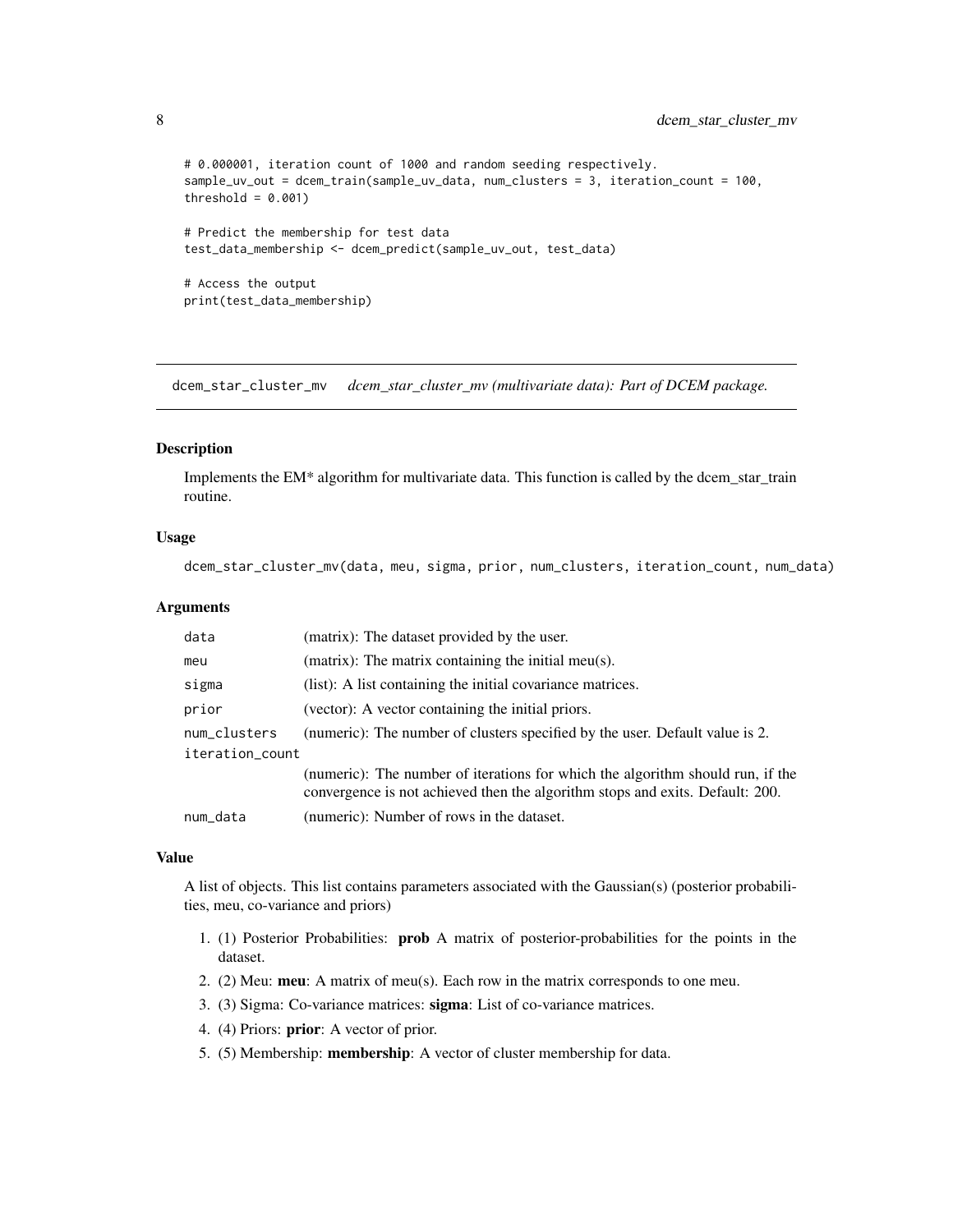```
# 0.000001, iteration count of 1000 and random seeding respectively.
sample_uv_out = dcem_train(sample_uv_data, num_clusters = 3, iteration_count = 100,
threshold = 0.001)

# Predict the membership for test data
test_data_membership <- dcem_predict(sample_uv_out, test_data)

# Access the output
print(test_data_membership)
```

---

## dcem_star_cluster_mv    *dcem_star_cluster_mv (multivariate data): Part of DCEM package.*

---

### Description

Implements the EM* algorithm for multivariate data. This function is called by the dcem_star_train routine.

### Usage

```
dcem_star_cluster_mv(data, meu, sigma, prior, num_clusters, iteration_count, num_data)
```

### Arguments

| | |
|---|---|
| data | (matrix): The dataset provided by the user. |
| meu | (matrix): The matrix containing the initial meu(s). |
| sigma | (list): A list containing the initial covariance matrices. |
| prior | (vector): A vector containing the initial priors. |
| num_clusters | (numeric): The number of clusters specified by the user. Default value is 2. |
| iteration_count | (numeric): The number of iterations for which the algorithm should run, if the convergence is not achieved then the algorithm stops and exits. Default: 200. |
| num_data | (numeric): Number of rows in the dataset. |

### Value

A list of objects. This list contains parameters associated with the Gaussian(s) (posterior probabilities, meu, co-variance and priors)

1. (1) Posterior Probabilities: **prob** A matrix of posterior-probabilities for the points in the dataset.
2. (2) Meu: **meu**: A matrix of meu(s). Each row in the matrix corresponds to one meu.
3. (3) Sigma: Co-variance matrices: **sigma**: List of co-variance matrices.
4. (4) Priors: **prior**: A vector of prior.
5. (5) Membership: **membership**: A vector of cluster membership for data.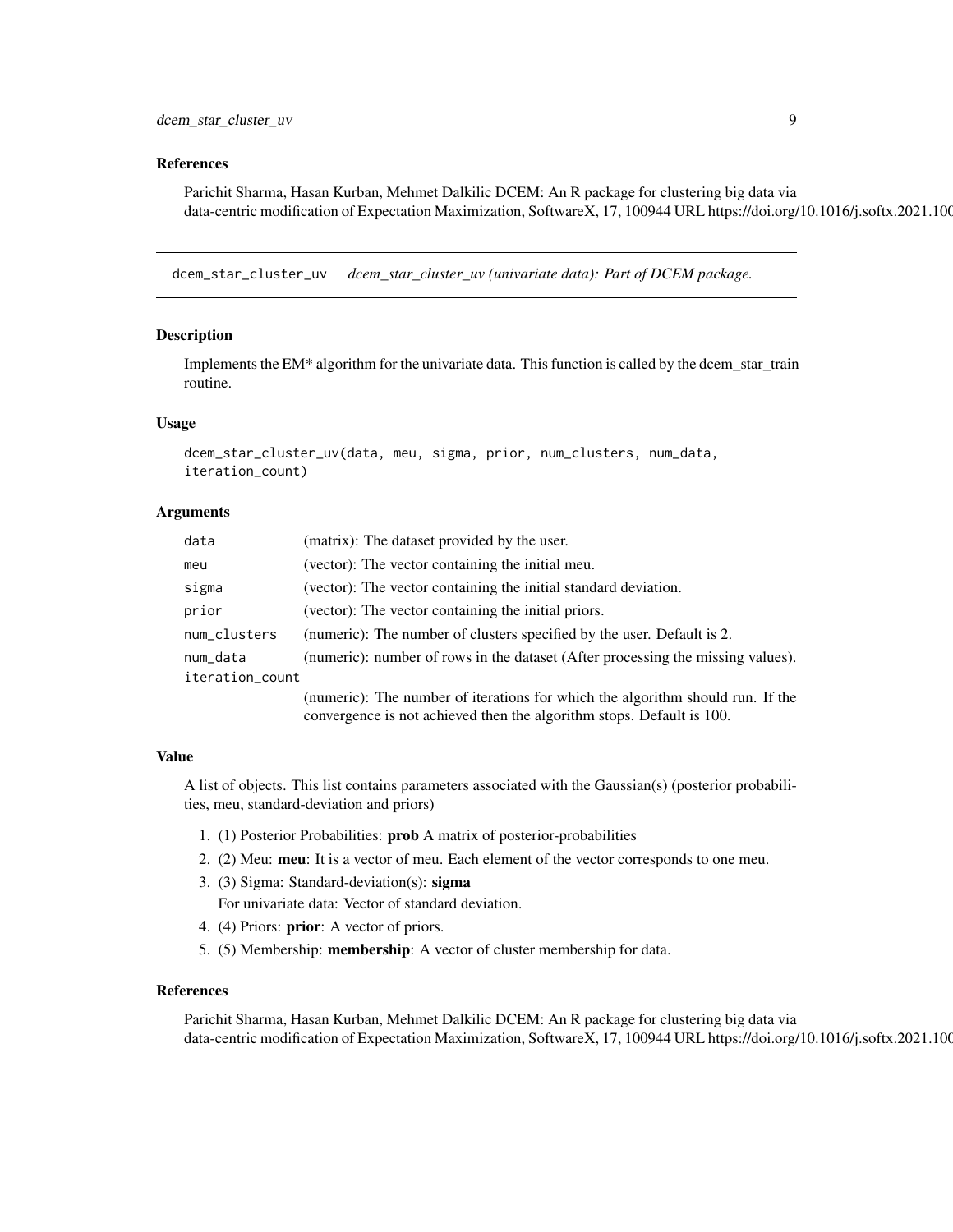## References

Parichit Sharma, Hasan Kurban, Mehmet Dalkilic DCEM: An R package for clustering big data via data-centric modification of Expectation Maximization, SoftwareX, 17, 100944 URL https://doi.org/10.1016/j.softx.2021.100

---

# dcem_star_cluster_uv *dcem_star_cluster_uv (univariate data): Part of DCEM package.*

---

## Description

Implements the EM* algorithm for the univariate data. This function is called by the dcem_star_train routine.

## Usage

```
dcem_star_cluster_uv(data, meu, sigma, prior, num_clusters, num_data,
iteration_count)
```

## Arguments

| | |
|---|---|
| data | (matrix): The dataset provided by the user. |
| meu | (vector): The vector containing the initial meu. |
| sigma | (vector): The vector containing the initial standard deviation. |
| prior | (vector): The vector containing the initial priors. |
| num_clusters | (numeric): The number of clusters specified by the user. Default is 2. |
| num_data | (numeric): number of rows in the dataset (After processing the missing values). |
| iteration_count | (numeric): The number of iterations for which the algorithm should run. If the convergence is not achieved then the algorithm stops. Default is 100. |

## Value

A list of objects. This list contains parameters associated with the Gaussian(s) (posterior probabilities, meu, standard-deviation and priors)

1. (1) Posterior Probabilities: **prob** A matrix of posterior-probabilities
2. (2) Meu: **meu**: It is a vector of meu. Each element of the vector corresponds to one meu.
3. (3) Sigma: Standard-deviation(s): **sigma**
   For univariate data: Vector of standard deviation.
4. (4) Priors: **prior**: A vector of priors.
5. (5) Membership: **membership**: A vector of cluster membership for data.

## References

Parichit Sharma, Hasan Kurban, Mehmet Dalkilic DCEM: An R package for clustering big data via data-centric modification of Expectation Maximization, SoftwareX, 17, 100944 URL https://doi.org/10.1016/j.softx.2021.100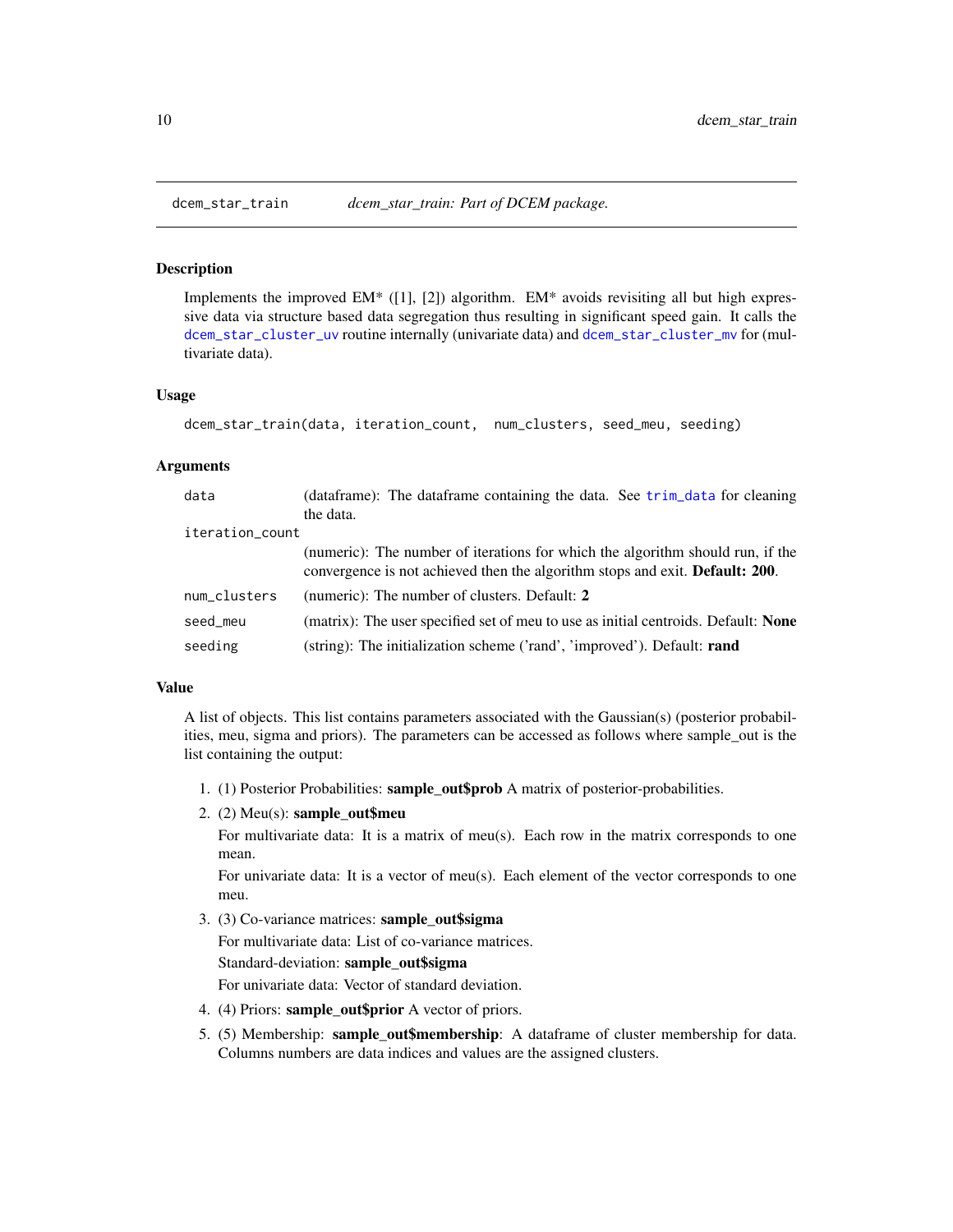dcem_star_train *dcem_star_train: Part of DCEM package.*

## Description

Implements the improved EM* ([1], [2]) algorithm. EM* avoids revisiting all but high expressive data via structure based data segregation thus resulting in significant speed gain. It calls the dcem_star_cluster_uv routine internally (univariate data) and dcem_star_cluster_mv for (multivariate data).

## Usage

```
dcem_star_train(data, iteration_count,  num_clusters, seed_meu, seeding)
```

## Arguments

| | |
|---|---|
| data | (dataframe): The dataframe containing the data. See trim_data for cleaning the data. |
| iteration_count | (numeric): The number of iterations for which the algorithm should run, if the convergence is not achieved then the algorithm stops and exit. **Default: 200**. |
| num_clusters | (numeric): The number of clusters. Default: **2** |
| seed_meu | (matrix): The user specified set of meu to use as initial centroids. Default: **None** |
| seeding | (string): The initialization scheme ('rand', 'improved'). Default: **rand** |

## Value

A list of objects. This list contains parameters associated with the Gaussian(s) (posterior probabilities, meu, sigma and priors). The parameters can be accessed as follows where sample_out is the list containing the output:

1. (1) Posterior Probabilities: **sample_out$prob** A matrix of posterior-probabilities.
2. (2) Meu(s): **sample_out$meu**

   For multivariate data: It is a matrix of meu(s). Each row in the matrix corresponds to one mean.

   For univariate data: It is a vector of meu(s). Each element of the vector corresponds to one meu.
3. (3) Co-variance matrices: **sample_out$sigma**

   For multivariate data: List of co-variance matrices.

   Standard-deviation: **sample_out$sigma**

   For univariate data: Vector of standard deviation.
4. (4) Priors: **sample_out$prior** A vector of priors.
5. (5) Membership: **sample_out$membership**: A dataframe of cluster membership for data. Columns numbers are data indices and values are the assigned clusters.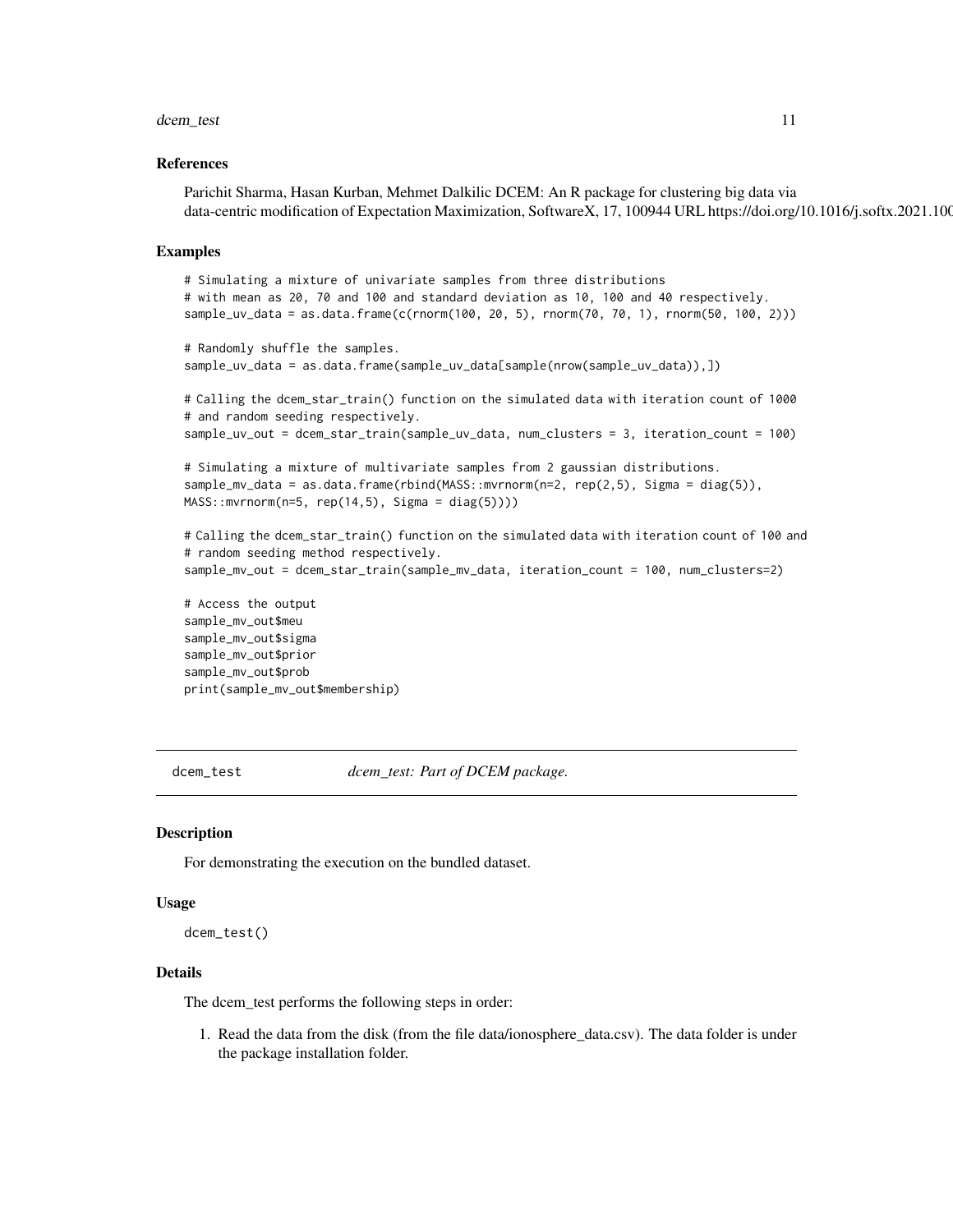### References

Parichit Sharma, Hasan Kurban, Mehmet Dalkilic DCEM: An R package for clustering big data via data-centric modification of Expectation Maximization, SoftwareX, 17, 100944 URL https://doi.org/10.1016/j.softx.2021.100

### Examples

```
# Simulating a mixture of univariate samples from three distributions
# with mean as 20, 70 and 100 and standard deviation as 10, 100 and 40 respectively.
sample_uv_data = as.data.frame(c(rnorm(100, 20, 5), rnorm(70, 70, 1), rnorm(50, 100, 2)))

# Randomly shuffle the samples.
sample_uv_data = as.data.frame(sample_uv_data[sample(nrow(sample_uv_data)),])

# Calling the dcem_star_train() function on the simulated data with iteration count of 1000
# and random seeding respectively.
sample_uv_out = dcem_star_train(sample_uv_data, num_clusters = 3, iteration_count = 100)

# Simulating a mixture of multivariate samples from 2 gaussian distributions.
sample_mv_data = as.data.frame(rbind(MASS::mvrnorm(n=2, rep(2,5), Sigma = diag(5)),
MASS::mvrnorm(n=5, rep(14,5), Sigma = diag(5))))

# Calling the dcem_star_train() function on the simulated data with iteration count of 100 and
# random seeding method respectively.
sample_mv_out = dcem_star_train(sample_mv_data, iteration_count = 100, num_clusters=2)

# Access the output
sample_mv_out$meu
sample_mv_out$sigma
sample_mv_out$prior
sample_mv_out$prob
print(sample_mv_out$membership)
```

---

## dcem_test    *dcem_test: Part of DCEM package.*

### Description

For demonstrating the execution on the bundled dataset.

### Usage

```
dcem_test()
```

### Details

The dcem_test performs the following steps in order:

1. Read the data from the disk (from the file data/ionosphere_data.csv). The data folder is under the package installation folder.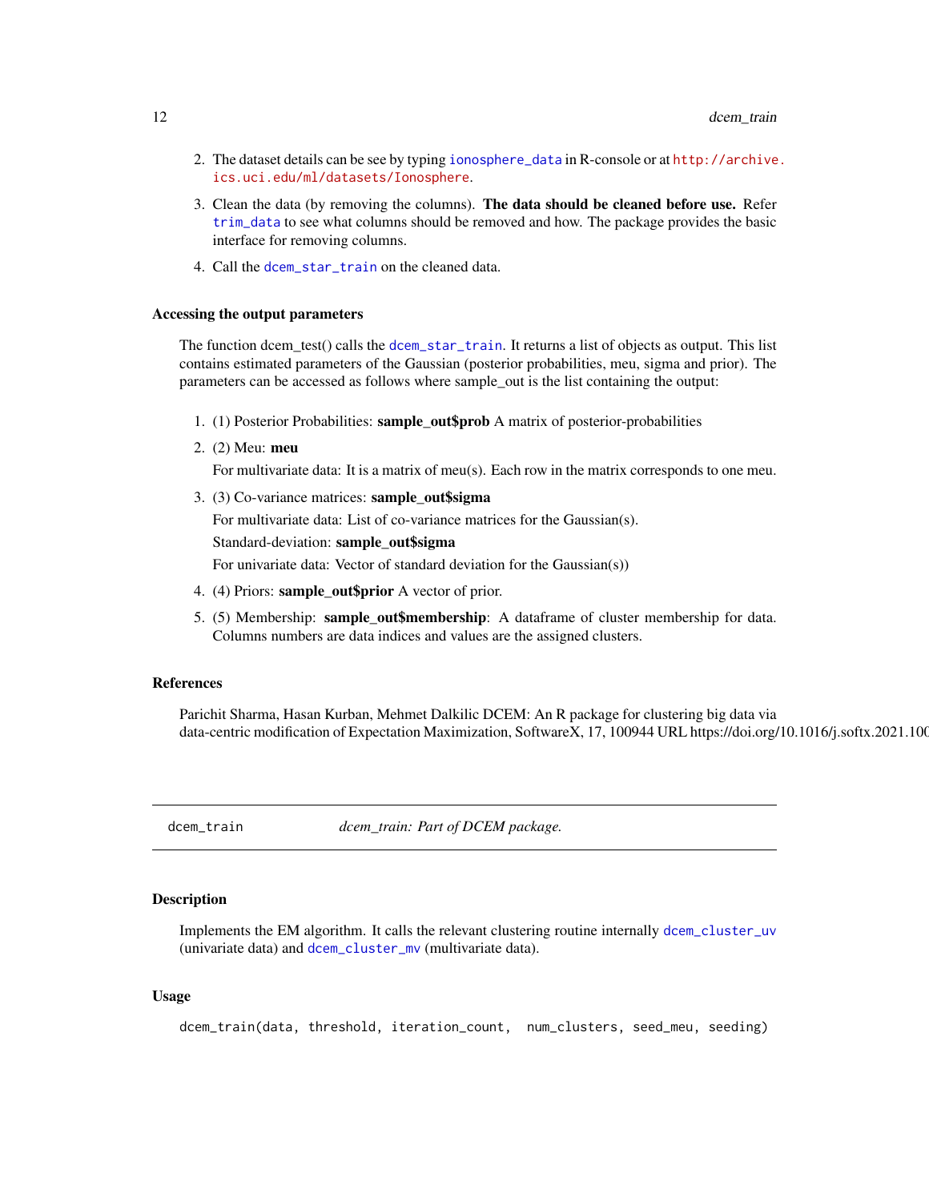2. The dataset details can be see by typing ionosphere_data in R-console or at http://archive.ics.uci.edu/ml/datasets/Ionosphere.
3. Clean the data (by removing the columns). **The data should be cleaned before use.** Refer trim_data to see what columns should be removed and how. The package provides the basic interface for removing columns.
4. Call the dcem_star_train on the cleaned data.

### Accessing the output parameters

The function dcem_test() calls the dcem_star_train. It returns a list of objects as output. This list contains estimated parameters of the Gaussian (posterior probabilities, meu, sigma and prior). The parameters can be accessed as follows where sample_out is the list containing the output:

1. (1) Posterior Probabilities: **sample_out$prob** A matrix of posterior-probabilities
2. (2) Meu: **meu**

   For multivariate data: It is a matrix of meu(s). Each row in the matrix corresponds to one meu.
3. (3) Co-variance matrices: **sample_out$sigma**

   For multivariate data: List of co-variance matrices for the Gaussian(s).

   Standard-deviation: **sample_out$sigma**

   For univariate data: Vector of standard deviation for the Gaussian(s))
4. (4) Priors: **sample_out$prior** A vector of prior.
5. (5) Membership: **sample_out$membership**: A dataframe of cluster membership for data. Columns numbers are data indices and values are the assigned clusters.

### References

Parichit Sharma, Hasan Kurban, Mehmet Dalkilic DCEM: An R package for clustering big data via data-centric modification of Expectation Maximization, SoftwareX, 17, 100944 URL https://doi.org/10.1016/j.softx.2021.100

---

## dcem_train *dcem_train: Part of DCEM package.*

### Description

Implements the EM algorithm. It calls the relevant clustering routine internally dcem_cluster_uv (univariate data) and dcem_cluster_mv (multivariate data).

### Usage

```
dcem_train(data, threshold, iteration_count,  num_clusters, seed_meu, seeding)
```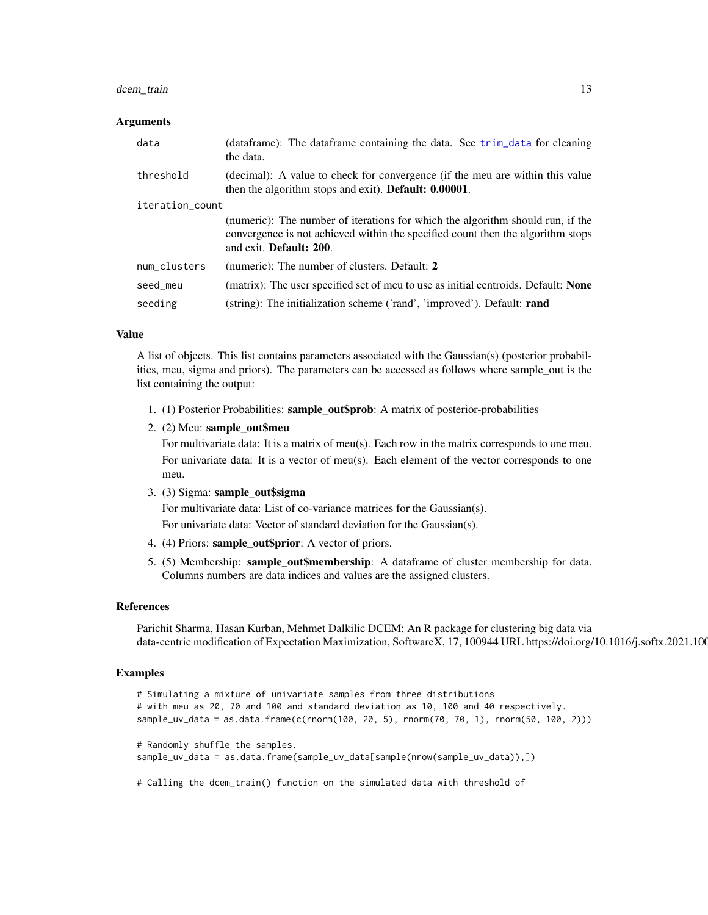### Arguments

| | |
|---|---|
| data | (dataframe): The dataframe containing the data. See trim_data for cleaning the data. |
| threshold | (decimal): A value to check for convergence (if the meu are within this value then the algorithm stops and exit). **Default: 0.00001**. |
| iteration_count | (numeric): The number of iterations for which the algorithm should run, if the convergence is not achieved within the specified count then the algorithm stops and exit. **Default: 200**. |
| num_clusters | (numeric): The number of clusters. Default: **2** |
| seed_meu | (matrix): The user specified set of meu to use as initial centroids. Default: **None** |
| seeding | (string): The initialization scheme ('rand', 'improved'). Default: **rand** |

### Value

A list of objects. This list contains parameters associated with the Gaussian(s) (posterior probabilities, meu, sigma and priors). The parameters can be accessed as follows where sample_out is the list containing the output:

1. (1) Posterior Probabilities: **sample_out$prob**: A matrix of posterior-probabilities
2. (2) Meu: **sample_out$meu**

   For multivariate data: It is a matrix of meu(s). Each row in the matrix corresponds to one meu.

   For univariate data: It is a vector of meu(s). Each element of the vector corresponds to one meu.
3. (3) Sigma: **sample_out$sigma**

   For multivariate data: List of co-variance matrices for the Gaussian(s).

   For univariate data: Vector of standard deviation for the Gaussian(s).
4. (4) Priors: **sample_out$prior**: A vector of priors.
5. (5) Membership: **sample_out$membership**: A dataframe of cluster membership for data. Columns numbers are data indices and values are the assigned clusters.

### References

Parichit Sharma, Hasan Kurban, Mehmet Dalkilic DCEM: An R package for clustering big data via data-centric modification of Expectation Maximization, SoftwareX, 17, 100944 URL https://doi.org/10.1016/j.softx.2021.100

### Examples

```
# Simulating a mixture of univariate samples from three distributions
# with meu as 20, 70 and 100 and standard deviation as 10, 100 and 40 respectively.
sample_uv_data = as.data.frame(c(rnorm(100, 20, 5), rnorm(70, 70, 1), rnorm(50, 100, 2)))

# Randomly shuffle the samples.
sample_uv_data = as.data.frame(sample_uv_data[sample(nrow(sample_uv_data)),])

# Calling the dcem_train() function on the simulated data with threshold of
```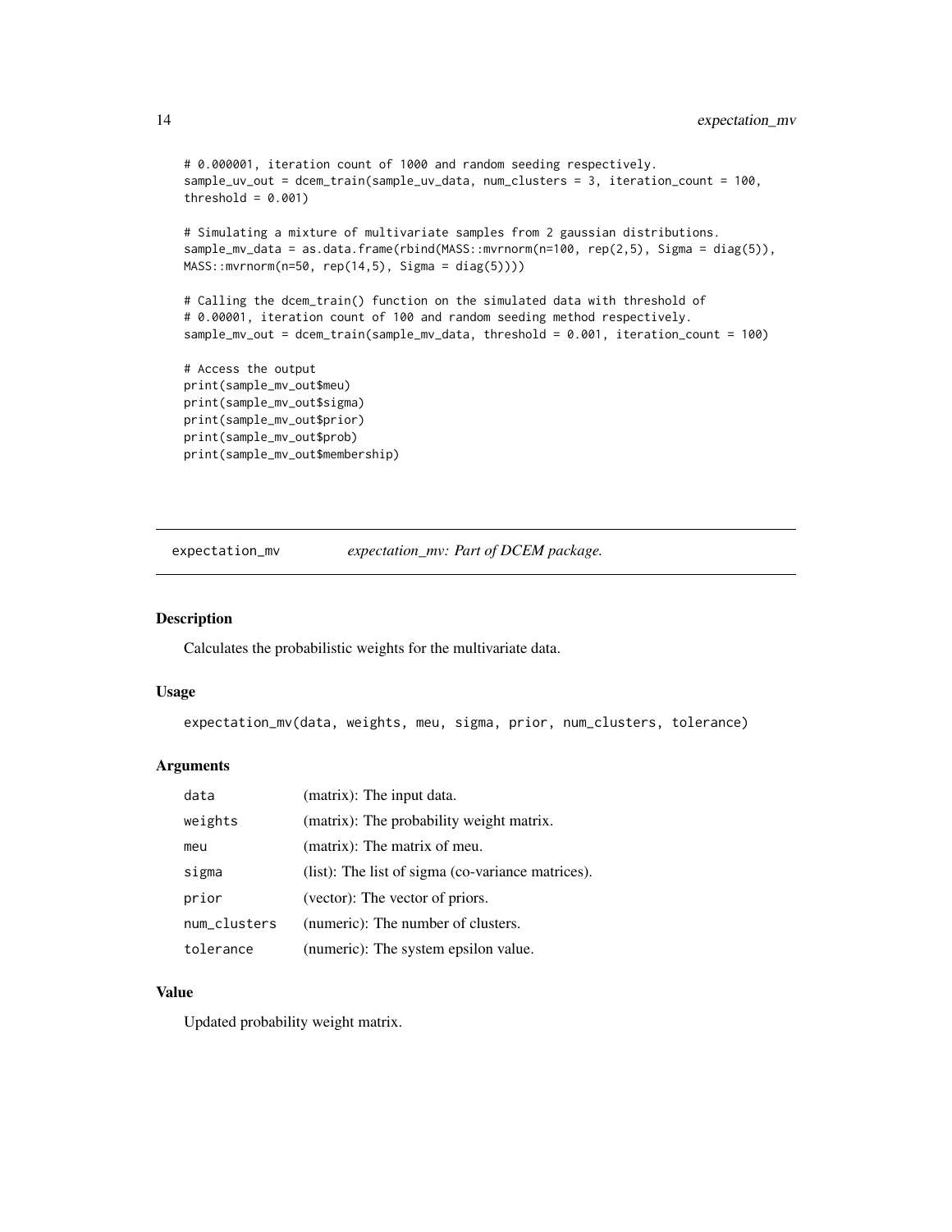```
# 0.000001, iteration count of 1000 and random seeding respectively.
sample_uv_out = dcem_train(sample_uv_data, num_clusters = 3, iteration_count = 100,
threshold = 0.001)

# Simulating a mixture of multivariate samples from 2 gaussian distributions.
sample_mv_data = as.data.frame(rbind(MASS::mvrnorm(n=100, rep(2,5), Sigma = diag(5)),
MASS::mvrnorm(n=50, rep(14,5), Sigma = diag(5))))

# Calling the dcem_train() function on the simulated data with threshold of
# 0.00001, iteration count of 100 and random seeding method respectively.
sample_mv_out = dcem_train(sample_mv_data, threshold = 0.001, iteration_count = 100)

# Access the output
print(sample_mv_out$meu)
print(sample_mv_out$sigma)
print(sample_mv_out$prior)
print(sample_mv_out$prob)
print(sample_mv_out$membership)
```

---

## expectation_mv — *expectation_mv: Part of DCEM package.*

### Description

Calculates the probabilistic weights for the multivariate data.

### Usage

```
expectation_mv(data, weights, meu, sigma, prior, num_clusters, tolerance)
```

### Arguments

| | |
|---|---|
| data | (matrix): The input data. |
| weights | (matrix): The probability weight matrix. |
| meu | (matrix): The matrix of meu. |
| sigma | (list): The list of sigma (co-variance matrices). |
| prior | (vector): The vector of priors. |
| num_clusters | (numeric): The number of clusters. |
| tolerance | (numeric): The system epsilon value. |

### Value

Updated probability weight matrix.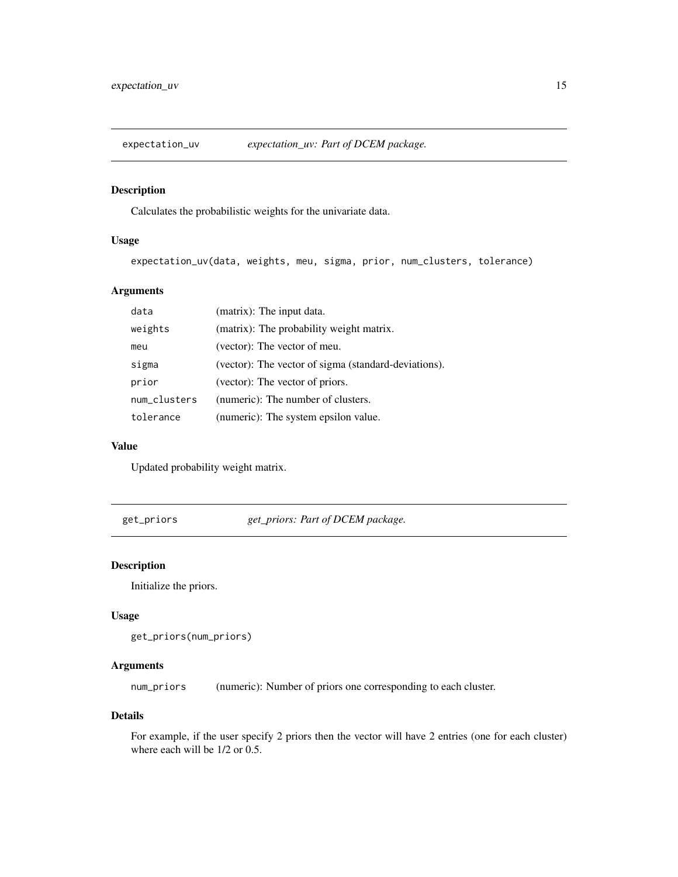## expectation_uv — *expectation_uv: Part of DCEM package.*

### Description

Calculates the probabilistic weights for the univariate data.

### Usage

```
expectation_uv(data, weights, meu, sigma, prior, num_clusters, tolerance)
```

### Arguments

| | |
|---|---|
| `data` | (matrix): The input data. |
| `weights` | (matrix): The probability weight matrix. |
| `meu` | (vector): The vector of meu. |
| `sigma` | (vector): The vector of sigma (standard-deviations). |
| `prior` | (vector): The vector of priors. |
| `num_clusters` | (numeric): The number of clusters. |
| `tolerance` | (numeric): The system epsilon value. |

### Value

Updated probability weight matrix.

## get_priors — *get_priors: Part of DCEM package.*

### Description

Initialize the priors.

### Usage

```
get_priors(num_priors)
```

### Arguments

| | |
|---|---|
| `num_priors` | (numeric): Number of priors one corresponding to each cluster. |

### Details

For example, if the user specify 2 priors then the vector will have 2 entries (one for each cluster) where each will be 1/2 or 0.5.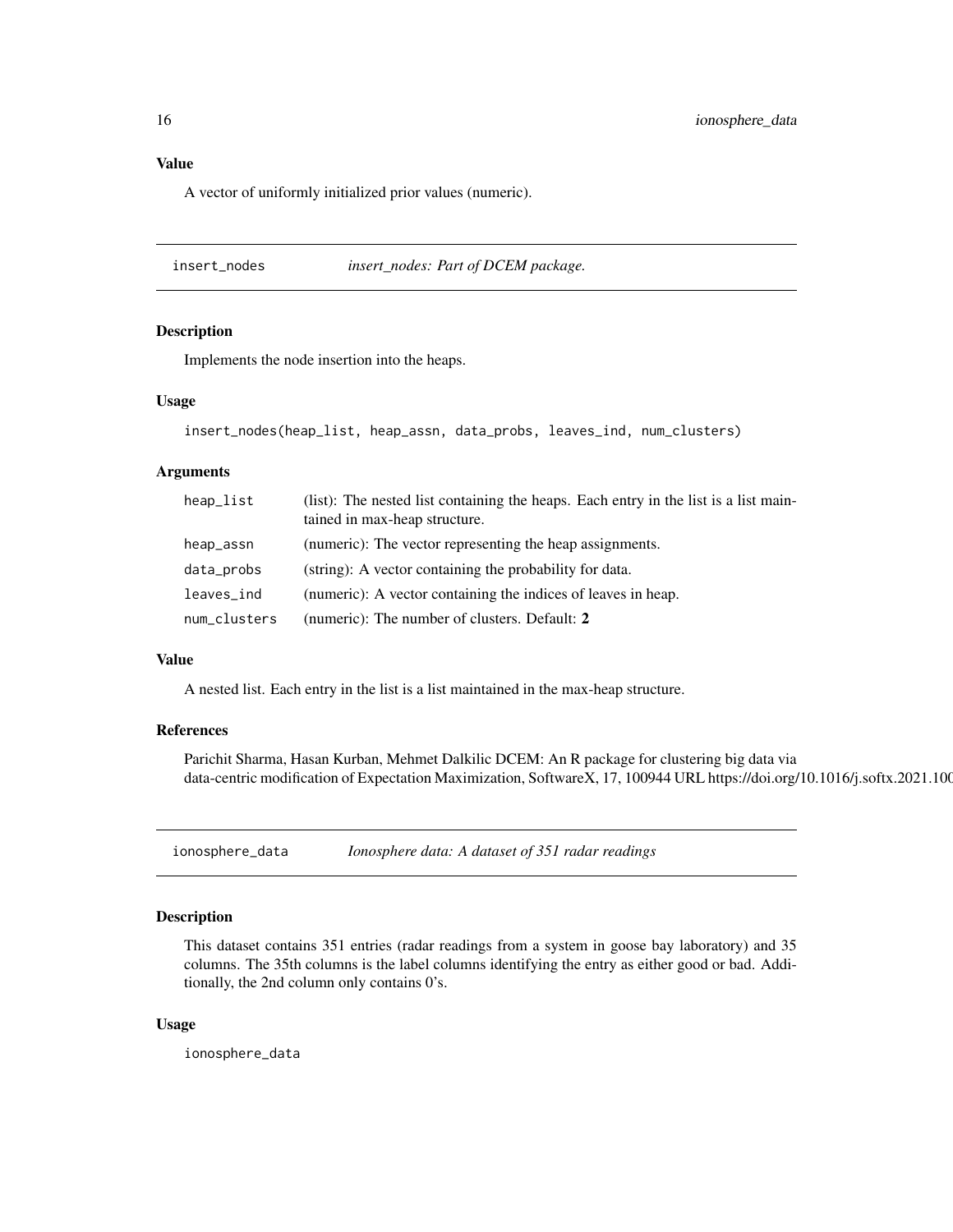### Value

A vector of uniformly initialized prior values (numeric).

---

## insert_nodes — *insert_nodes: Part of DCEM package.*

### Description

Implements the node insertion into the heaps.

### Usage

```
insert_nodes(heap_list, heap_assn, data_probs, leaves_ind, num_clusters)
```

### Arguments

| | |
|---|---|
| heap_list | (list): The nested list containing the heaps. Each entry in the list is a list maintained in max-heap structure. |
| heap_assn | (numeric): The vector representing the heap assignments. |
| data_probs | (string): A vector containing the probability for data. |
| leaves_ind | (numeric): A vector containing the indices of leaves in heap. |
| num_clusters | (numeric): The number of clusters. Default: **2** |

### Value

A nested list. Each entry in the list is a list maintained in the max-heap structure.

### References

Parichit Sharma, Hasan Kurban, Mehmet Dalkilic DCEM: An R package for clustering big data via data-centric modification of Expectation Maximization, SoftwareX, 17, 100944 URL https://doi.org/10.1016/j.softx.2021.100

---

## ionosphere_data — *Ionosphere data: A dataset of 351 radar readings*

### Description

This dataset contains 351 entries (radar readings from a system in goose bay laboratory) and 35 columns. The 35th columns is the label columns identifying the entry as either good or bad. Additionally, the 2nd column only contains 0's.

### Usage

```
ionosphere_data
```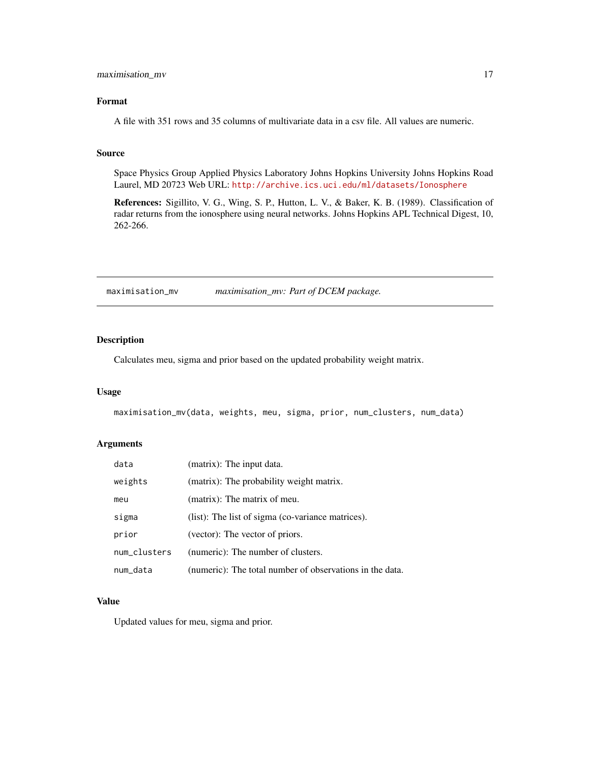### Format

A file with 351 rows and 35 columns of multivariate data in a csv file. All values are numeric.

### Source

Space Physics Group Applied Physics Laboratory Johns Hopkins University Johns Hopkins Road Laurel, MD 20723 Web URL: http://archive.ics.uci.edu/ml/datasets/Ionosphere

**References:** Sigillito, V. G., Wing, S. P., Hutton, L. V., & Baker, K. B. (1989). Classification of radar returns from the ionosphere using neural networks. Johns Hopkins APL Technical Digest, 10, 262-266.

---

## maximisation_mv — *maximisation_mv: Part of DCEM package.*

---

### Description

Calculates meu, sigma and prior based on the updated probability weight matrix.

### Usage

```
maximisation_mv(data, weights, meu, sigma, prior, num_clusters, num_data)
```

### Arguments

| | |
|---|---|
| data | (matrix): The input data. |
| weights | (matrix): The probability weight matrix. |
| meu | (matrix): The matrix of meu. |
| sigma | (list): The list of sigma (co-variance matrices). |
| prior | (vector): The vector of priors. |
| num_clusters | (numeric): The number of clusters. |
| num_data | (numeric): The total number of observations in the data. |

### Value

Updated values for meu, sigma and prior.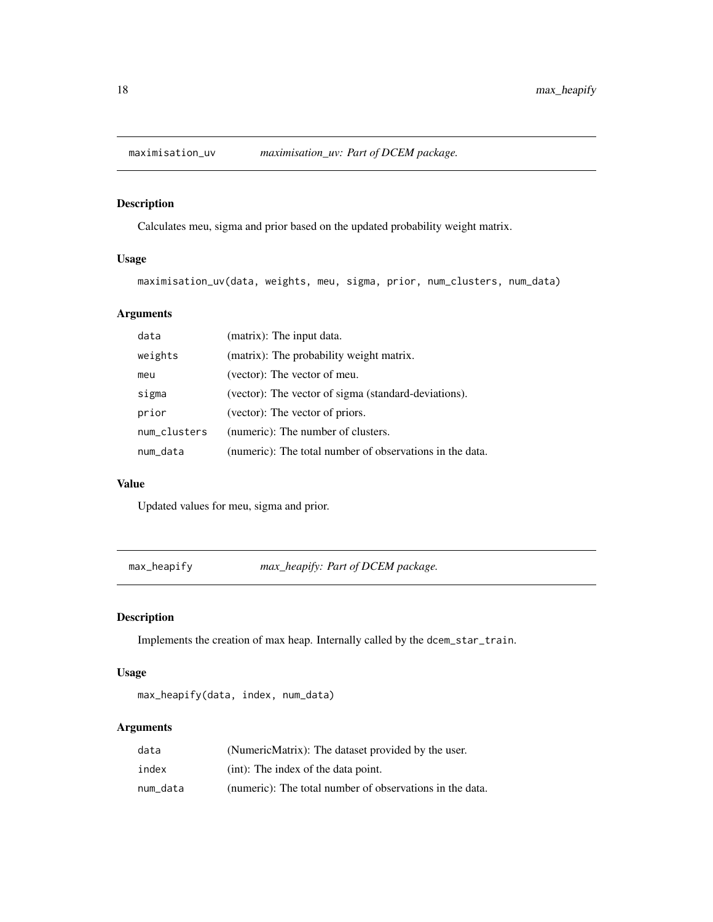## maximisation_uv    *maximisation_uv: Part of DCEM package.*

### Description

Calculates meu, sigma and prior based on the updated probability weight matrix.

### Usage

```
maximisation_uv(data, weights, meu, sigma, prior, num_clusters, num_data)
```

### Arguments

| | |
|---|---|
| data | (matrix): The input data. |
| weights | (matrix): The probability weight matrix. |
| meu | (vector): The vector of meu. |
| sigma | (vector): The vector of sigma (standard-deviations). |
| prior | (vector): The vector of priors. |
| num_clusters | (numeric): The number of clusters. |
| num_data | (numeric): The total number of observations in the data. |

### Value

Updated values for meu, sigma and prior.

## max_heapify    *max_heapify: Part of DCEM package.*

### Description

Implements the creation of max heap. Internally called by the `dcem_star_train`.

### Usage

```
max_heapify(data, index, num_data)
```

### Arguments

| | |
|---|---|
| data | (NumericMatrix): The dataset provided by the user. |
| index | (int): The index of the data point. |
| num_data | (numeric): The total number of observations in the data. |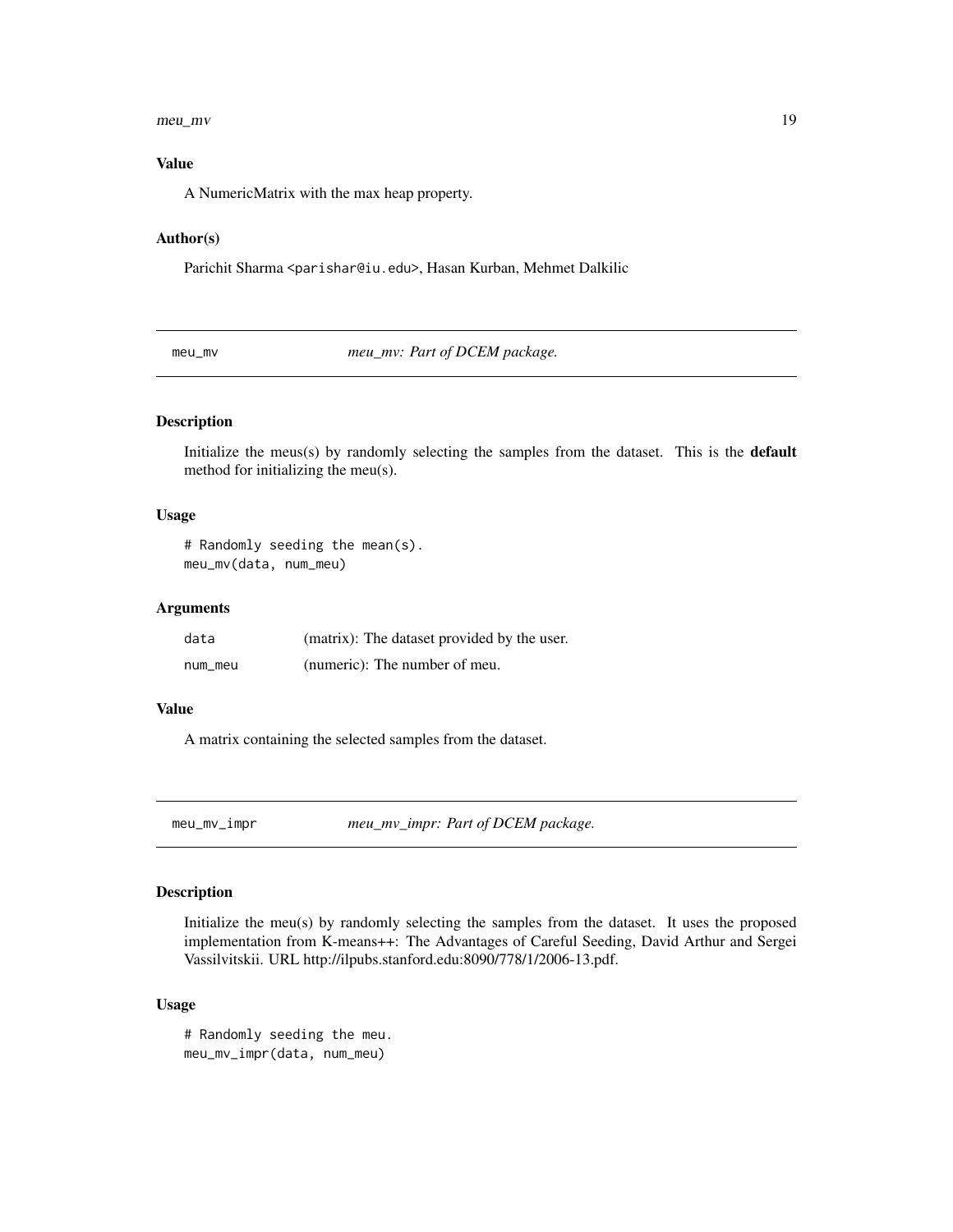### Value

A NumericMatrix with the max heap property.

### Author(s)

Parichit Sharma <parishar@iu.edu>, Hasan Kurban, Mehmet Dalkilic

## meu_mv — *meu_mv: Part of DCEM package.*

### Description

Initialize the meus(s) by randomly selecting the samples from the dataset. This is the **default** method for initializing the meu(s).

### Usage

```
# Randomly seeding the mean(s).
meu_mv(data, num_meu)
```

### Arguments

| | |
|---|---|
| data | (matrix): The dataset provided by the user. |
| num_meu | (numeric): The number of meu. |

### Value

A matrix containing the selected samples from the dataset.

## meu_mv_impr — *meu_mv_impr: Part of DCEM package.*

### Description

Initialize the meu(s) by randomly selecting the samples from the dataset. It uses the proposed implementation from K-means++: The Advantages of Careful Seeding, David Arthur and Sergei Vassilvitskii. URL http://ilpubs.stanford.edu:8090/778/1/2006-13.pdf.

### Usage

```
# Randomly seeding the meu.
meu_mv_impr(data, num_meu)
```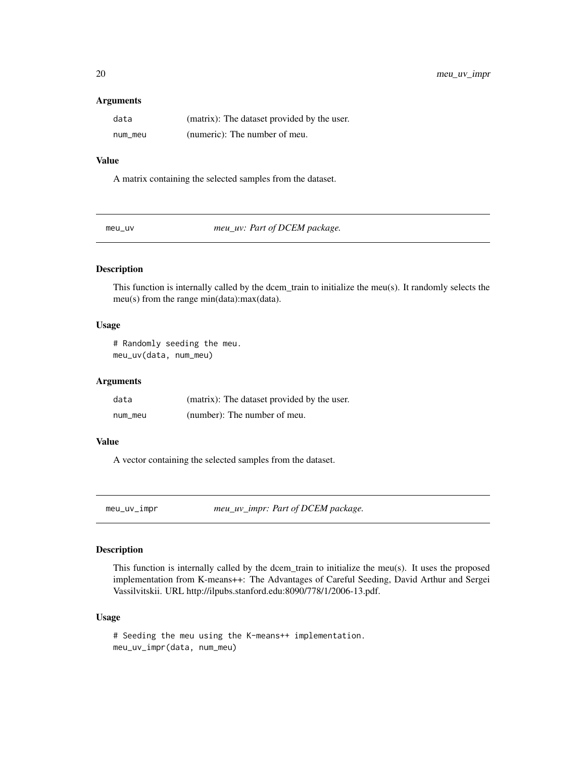### Arguments

| | |
|---|---|
| data | (matrix): The dataset provided by the user. |
| num_meu | (numeric): The number of meu. |

### Value

A matrix containing the selected samples from the dataset.

---

## meu_uv — *meu_uv: Part of DCEM package.*

---

### Description

This function is internally called by the dcem_train to initialize the meu(s). It randomly selects the meu(s) from the range min(data):max(data).

### Usage

```
# Randomly seeding the meu.
meu_uv(data, num_meu)
```

### Arguments

| | |
|---|---|
| data | (matrix): The dataset provided by the user. |
| num_meu | (number): The number of meu. |

### Value

A vector containing the selected samples from the dataset.

---

## meu_uv_impr — *meu_uv_impr: Part of DCEM package.*

---

### Description

This function is internally called by the dcem_train to initialize the meu(s). It uses the proposed implementation from K-means++: The Advantages of Careful Seeding, David Arthur and Sergei Vassilvitskii. URL http://ilpubs.stanford.edu:8090/778/1/2006-13.pdf.

### Usage

```
# Seeding the meu using the K-means++ implementation.
meu_uv_impr(data, num_meu)
```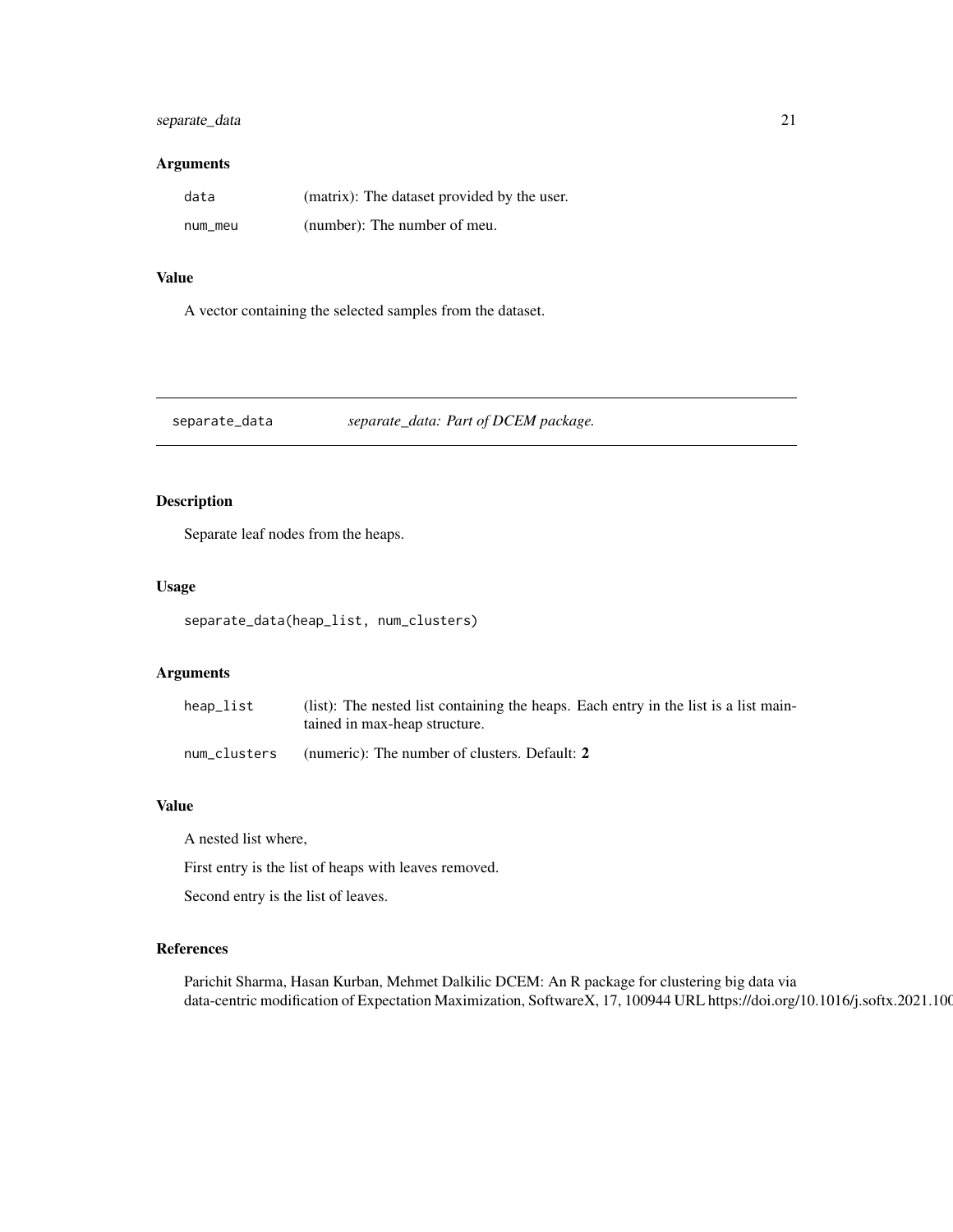### Arguments

| | |
|---|---|
| data | (matrix): The dataset provided by the user. |
| num_meu | (number): The number of meu. |

### Value

A vector containing the selected samples from the dataset.

---

## separate_data &nbsp;&nbsp;&nbsp; *separate_data: Part of DCEM package.*

---

### Description

Separate leaf nodes from the heaps.

### Usage

```
separate_data(heap_list, num_clusters)
```

### Arguments

| | |
|---|---|
| heap_list | (list): The nested list containing the heaps. Each entry in the list is a list maintained in max-heap structure. |
| num_clusters | (numeric): The number of clusters. Default: **2** |

### Value

A nested list where,

First entry is the list of heaps with leaves removed.

Second entry is the list of leaves.

### References

Parichit Sharma, Hasan Kurban, Mehmet Dalkilic DCEM: An R package for clustering big data via data-centric modification of Expectation Maximization, SoftwareX, 17, 100944 URL https://doi.org/10.1016/j.softx.2021.100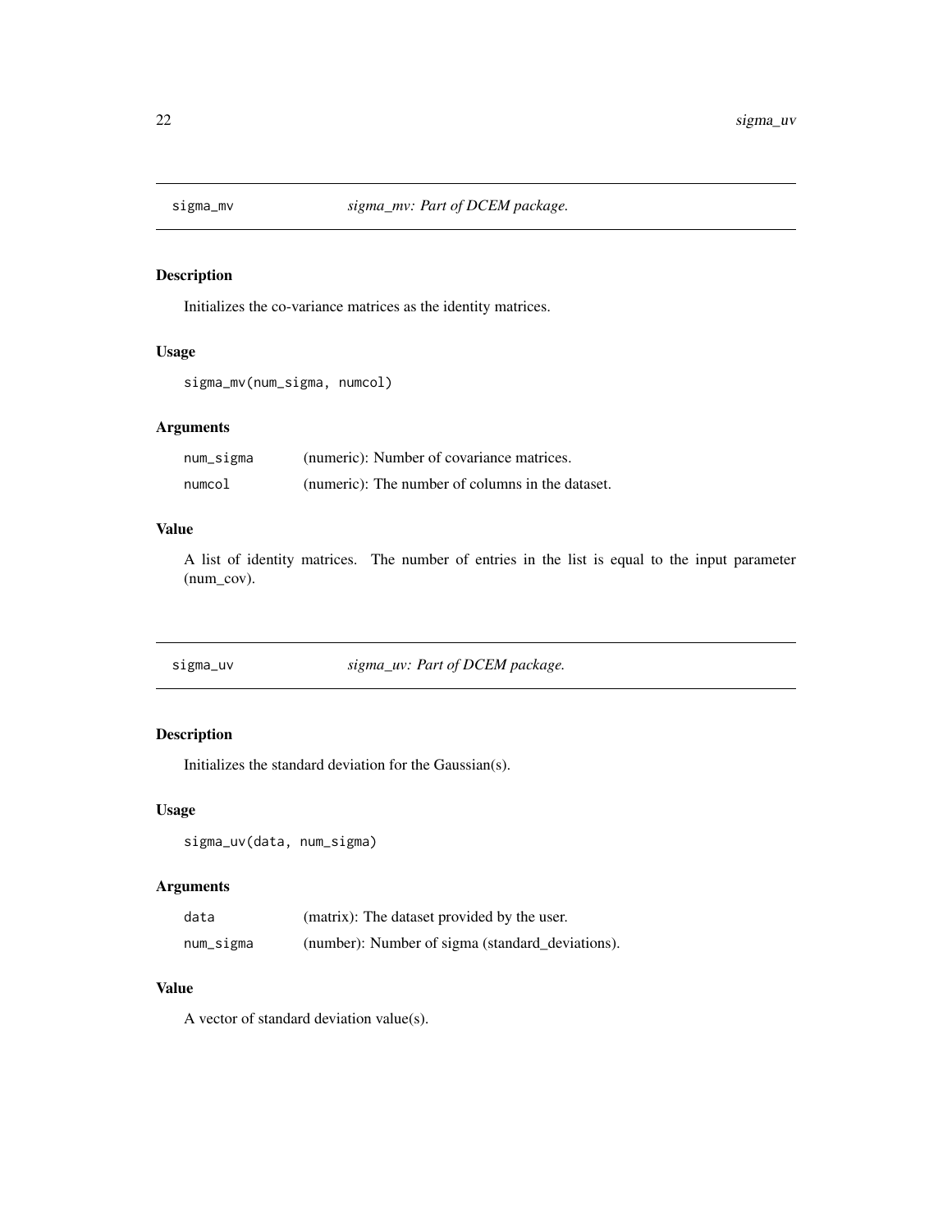## sigma_mv — *sigma_mv: Part of DCEM package.*

### Description

Initializes the co-variance matrices as the identity matrices.

### Usage

```
sigma_mv(num_sigma, numcol)
```

### Arguments

| | |
|---|---|
| num_sigma | (numeric): Number of covariance matrices. |
| numcol | (numeric): The number of columns in the dataset. |

### Value

A list of identity matrices. The number of entries in the list is equal to the input parameter (num_cov).

## sigma_uv — *sigma_uv: Part of DCEM package.*

### Description

Initializes the standard deviation for the Gaussian(s).

### Usage

```
sigma_uv(data, num_sigma)
```

### Arguments

| | |
|---|---|
| data | (matrix): The dataset provided by the user. |
| num_sigma | (number): Number of sigma (standard_deviations). |

### Value

A vector of standard deviation value(s).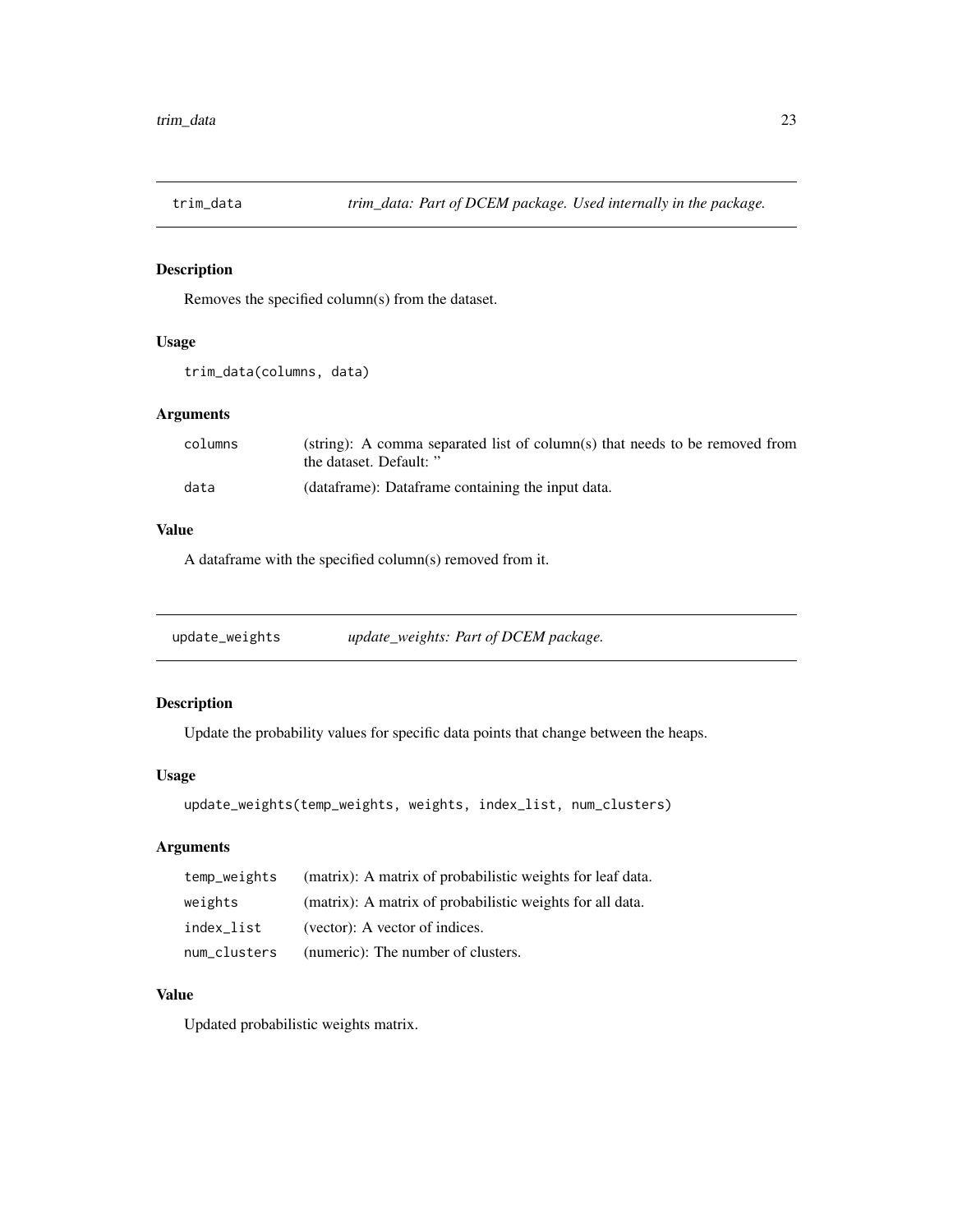## trim_data

*trim_data: Part of DCEM package. Used internally in the package.*

### Description

Removes the specified column(s) from the dataset.

### Usage

```
trim_data(columns, data)
```

### Arguments

| | |
|---|---|
| columns | (string): A comma separated list of column(s) that needs to be removed from the dataset. Default: '' |
| data | (dataframe): Dataframe containing the input data. |

### Value

A dataframe with the specified column(s) removed from it.

## update_weights

*update_weights: Part of DCEM package.*

### Description

Update the probability values for specific data points that change between the heaps.

### Usage

```
update_weights(temp_weights, weights, index_list, num_clusters)
```

### Arguments

| | |
|---|---|
| temp_weights | (matrix): A matrix of probabilistic weights for leaf data. |
| weights | (matrix): A matrix of probabilistic weights for all data. |
| index_list | (vector): A vector of indices. |
| num_clusters | (numeric): The number of clusters. |

### Value

Updated probabilistic weights matrix.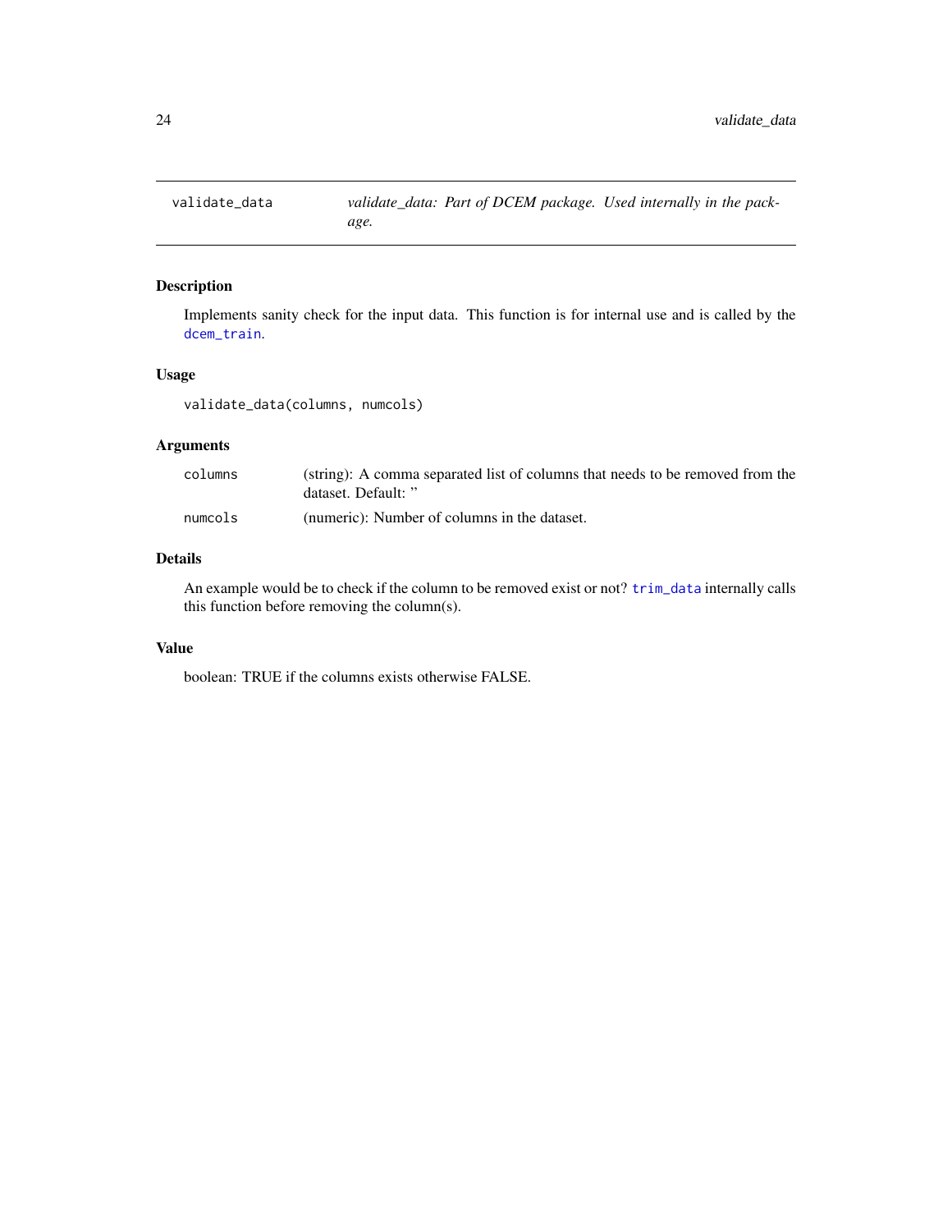## validate_data — *validate_data: Part of DCEM package. Used internally in the package.*

### Description

Implements sanity check for the input data. This function is for internal use and is called by the `dcem_train`.

### Usage

```
validate_data(columns, numcols)
```

### Arguments

| | |
|---|---|
| `columns` | (string): A comma separated list of columns that needs to be removed from the dataset. Default: '' |
| `numcols` | (numeric): Number of columns in the dataset. |

### Details

An example would be to check if the column to be removed exist or not? `trim_data` internally calls this function before removing the column(s).

### Value

boolean: TRUE if the columns exists otherwise FALSE.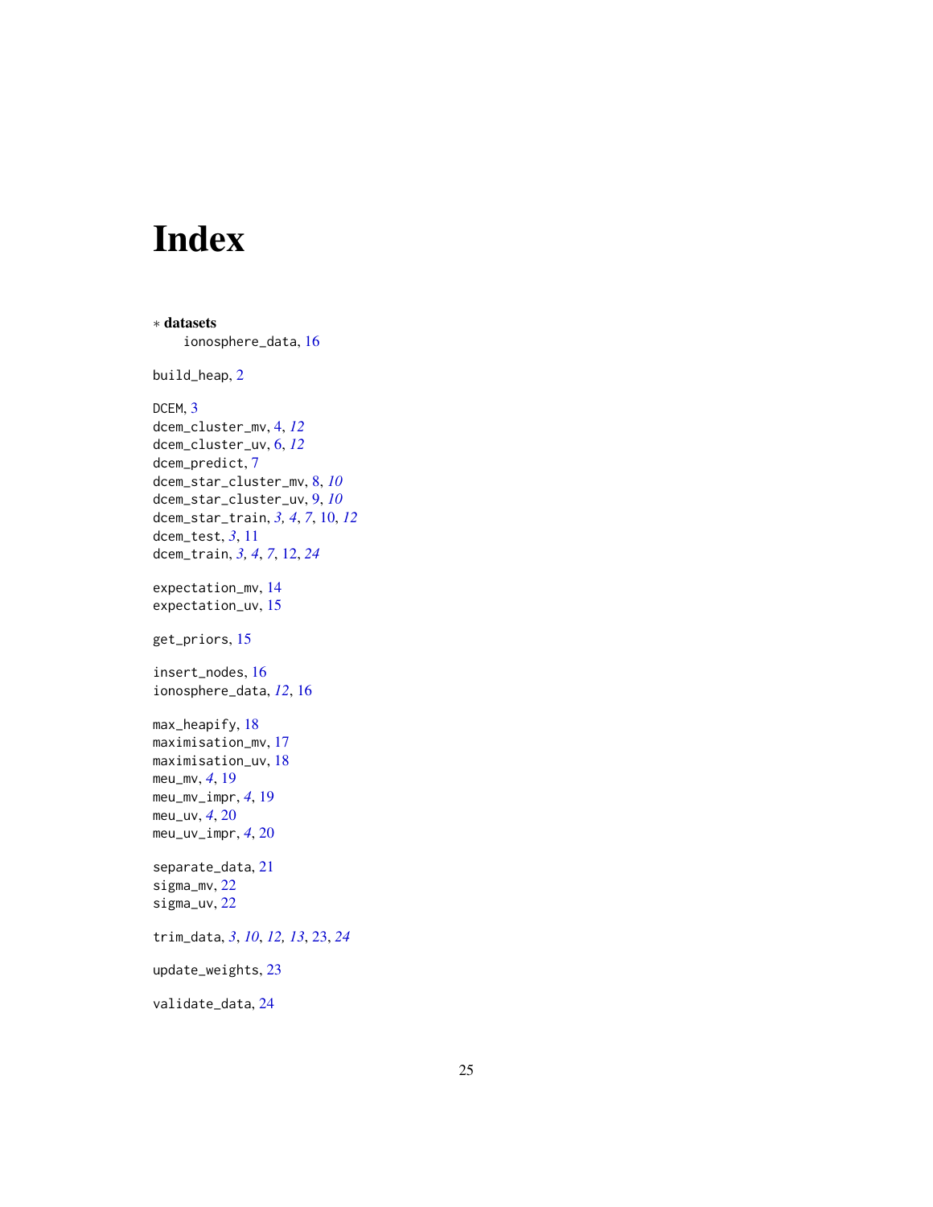# Index

∗ **datasets**

ionosphere_data, 16

build_heap, 2

DCEM, 3
dcem_cluster_mv, 4, *12*
dcem_cluster_uv, 6, *12*
dcem_predict, 7
dcem_star_cluster_mv, 8, *10*
dcem_star_cluster_uv, 9, *10*
dcem_star_train, *3, 4*, *7*, 10, *12*
dcem_test, *3*, 11
dcem_train, *3, 4*, *7*, 12, *24*

expectation_mv, 14
expectation_uv, 15

get_priors, 15

insert_nodes, 16
ionosphere_data, *12*, 16

max_heapify, 18
maximisation_mv, 17
maximisation_uv, 18
meu_mv, *4*, 19
meu_mv_impr, *4*, 19
meu_uv, *4*, 20
meu_uv_impr, *4*, 20

separate_data, 21
sigma_mv, 22
sigma_uv, 22

trim_data, *3*, *10*, *12, 13*, 23, *24*

update_weights, 23

validate_data, 24